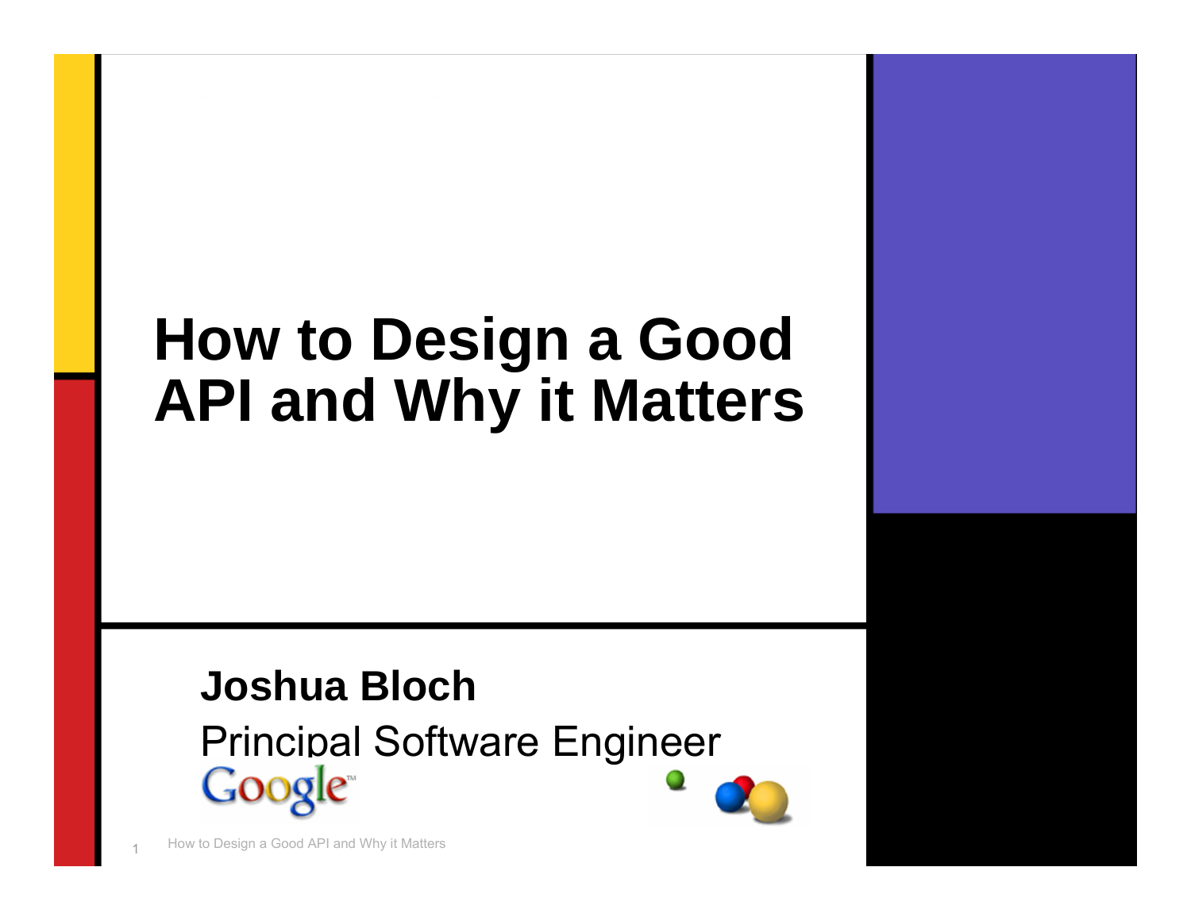# How to Design a Good API and Why it Matters

**Joshua Bloch**

Principal Software Engineer

Google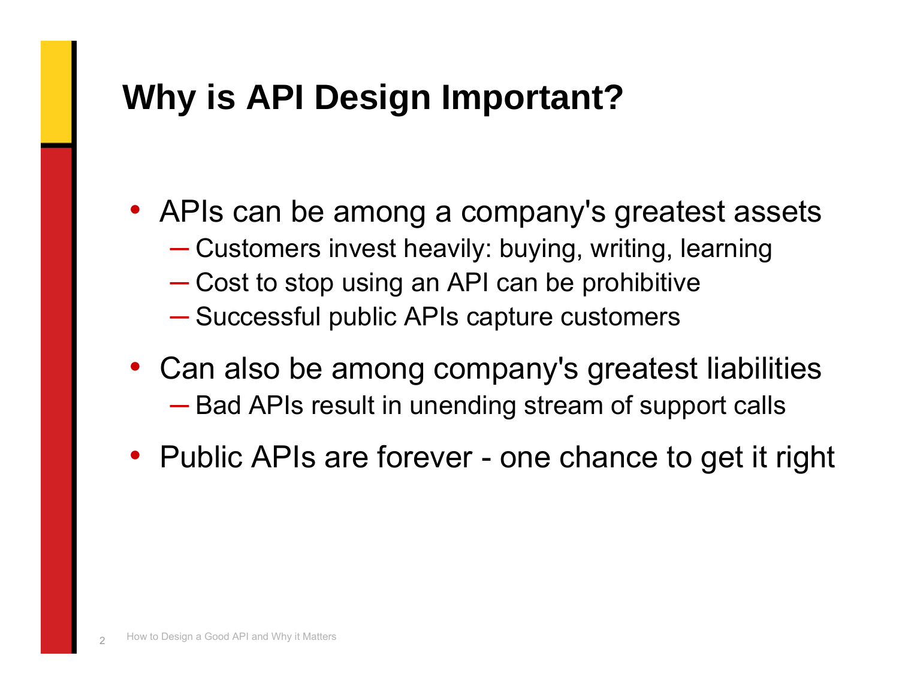# Why is API Design Important?

- APIs can be among a company's greatest assets
  - Customers invest heavily: buying, writing, learning
  - Cost to stop using an API can be prohibitive
  - Successful public APIs capture customers
- Can also be among company's greatest liabilities
  - Bad APIs result in unending stream of support calls
- Public APIs are forever - one chance to get it right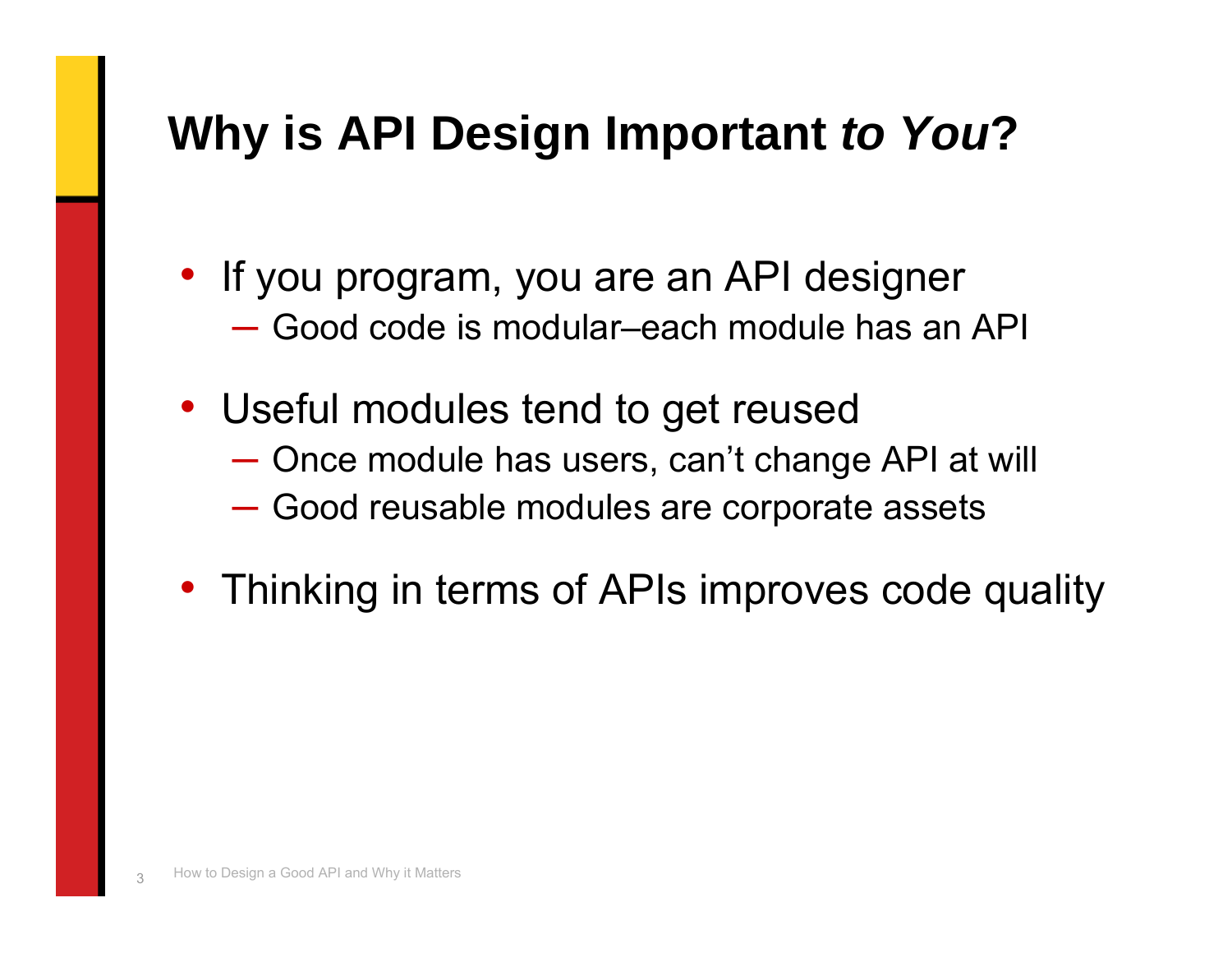# Why is API Design Important *to You*?

- If you program, you are an API designer
  - Good code is modular–each module has an API
- Useful modules tend to get reused
  - Once module has users, can’t change API at will
  - Good reusable modules are corporate assets
- Thinking in terms of APIs improves code quality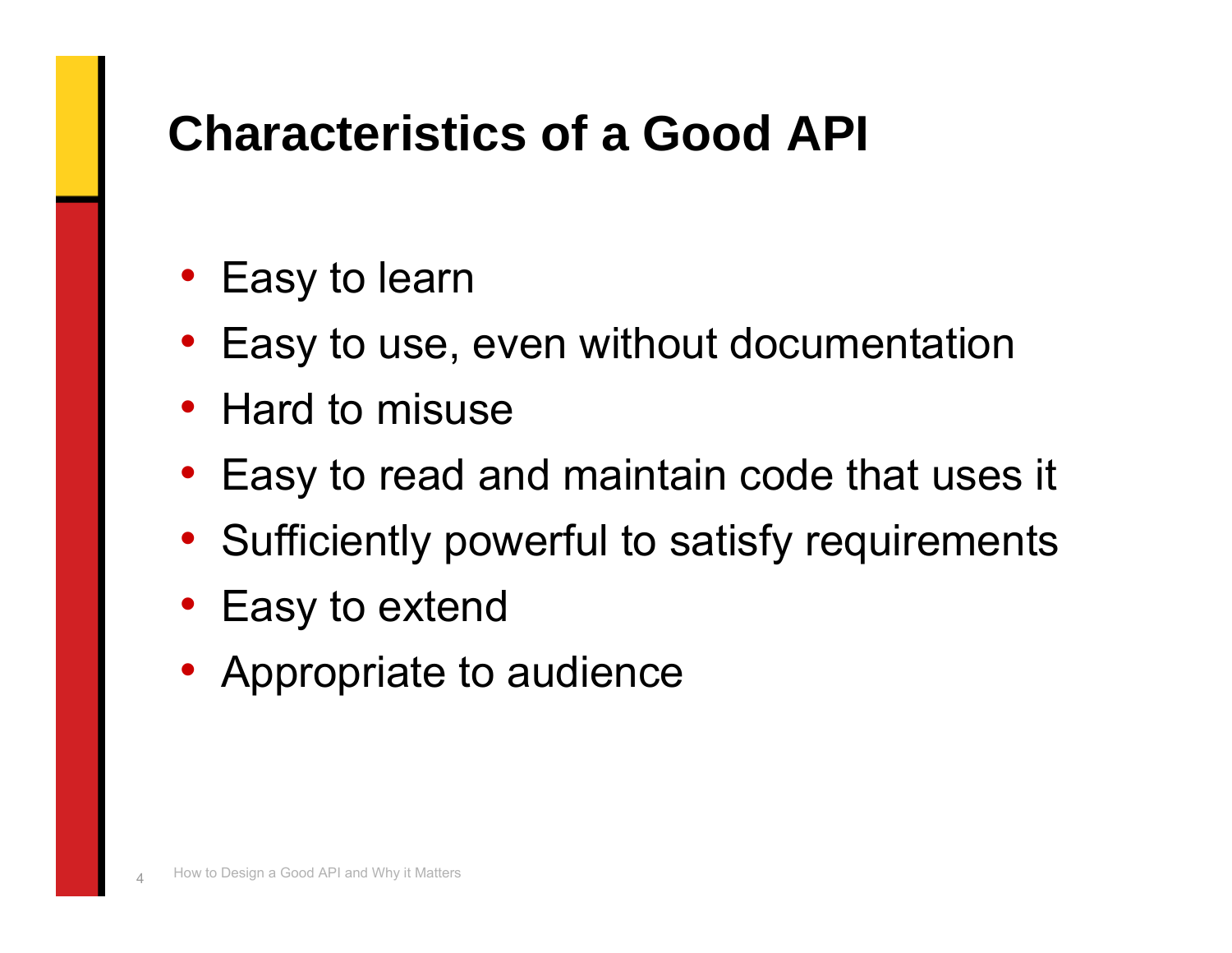# Characteristics of a Good API

- Easy to learn
- Easy to use, even without documentation
- Hard to misuse
- Easy to read and maintain code that uses it
- Sufficiently powerful to satisfy requirements
- Easy to extend
- Appropriate to audience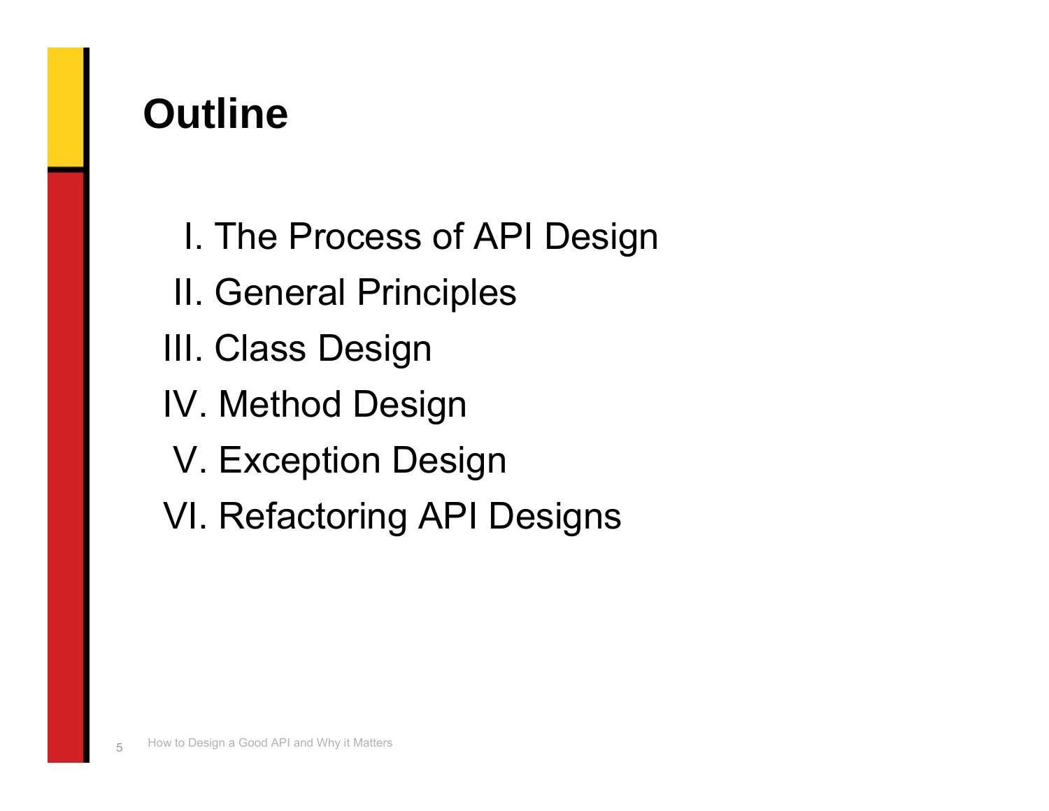# Outline

I. The Process of API Design

II. General Principles

III. Class Design

IV. Method Design

V. Exception Design

VI. Refactoring API Designs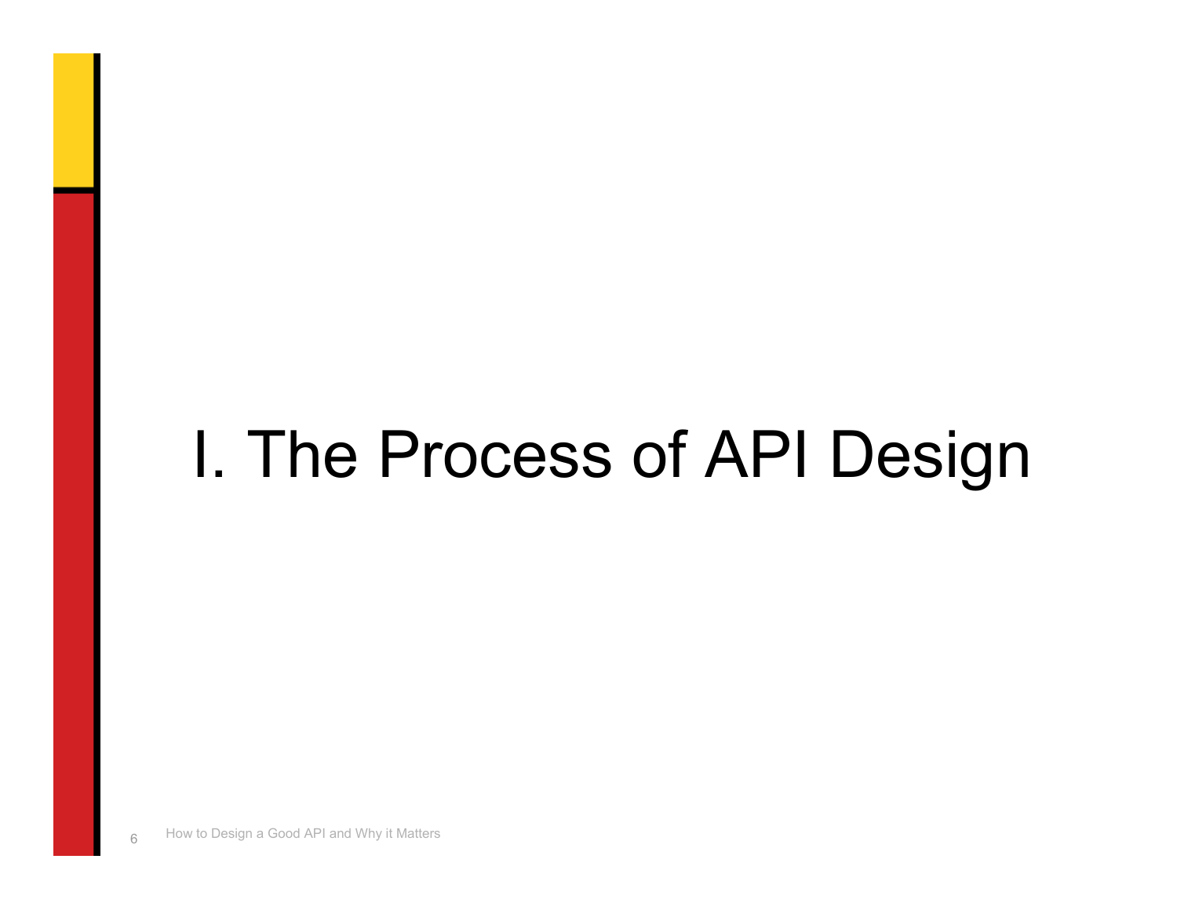# I. The Process of API Design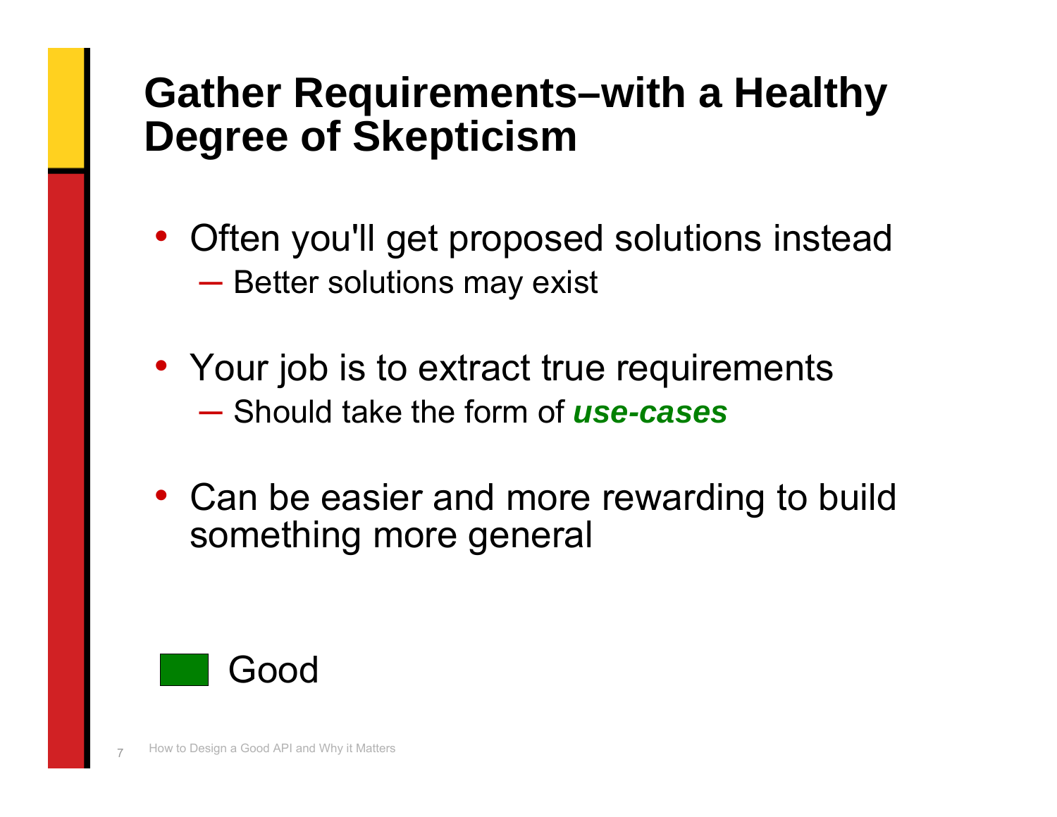# Gather Requirements–with a Healthy Degree of Skepticism

- Often you'll get proposed solutions instead
  - Better solutions may exist
- Your job is to extract true requirements
  - Should take the form of ***use-cases***
- Can be easier and more rewarding to build something more general

Good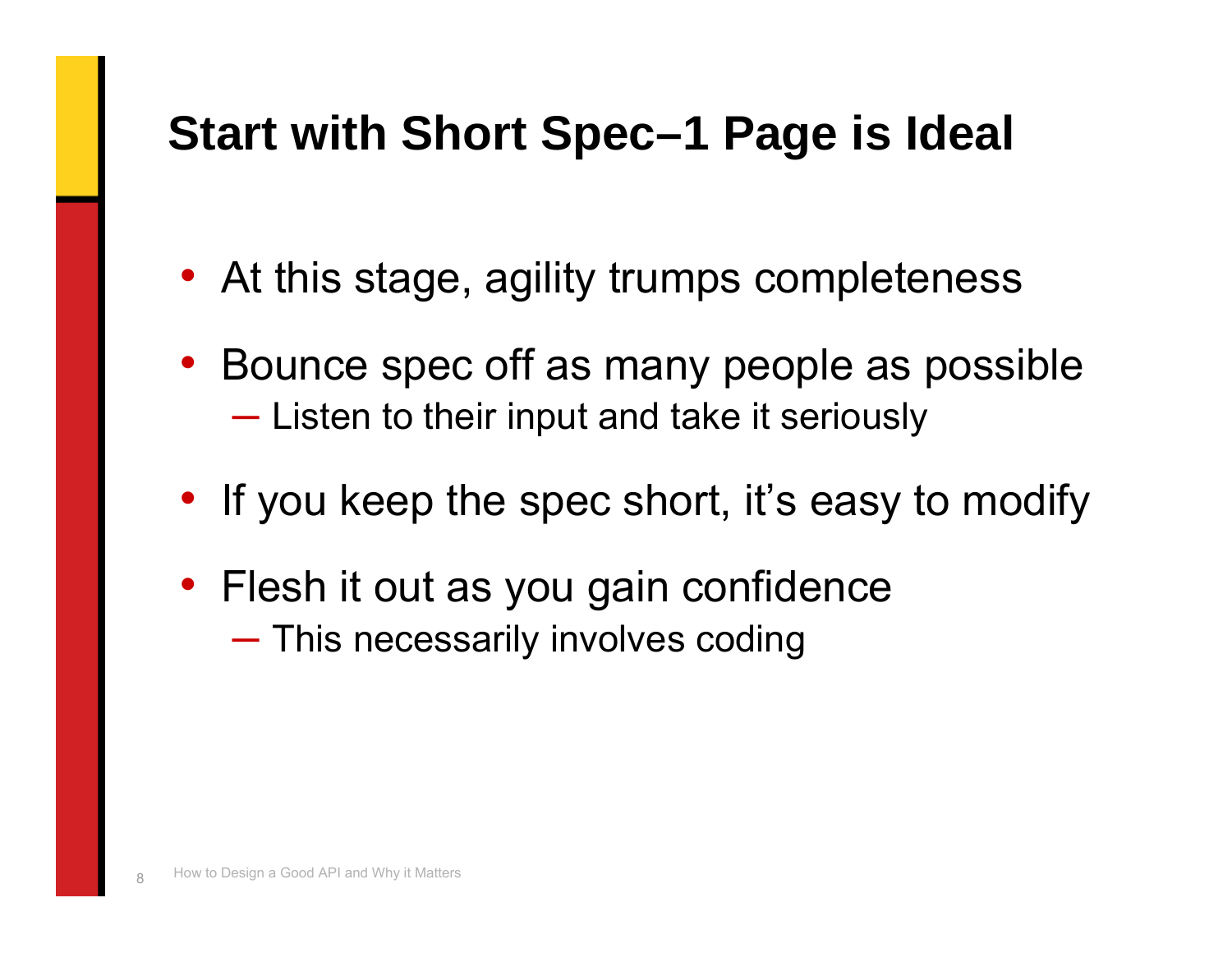# Start with Short Spec–1 Page is Ideal

- At this stage, agility trumps completeness
- Bounce spec off as many people as possible
  - Listen to their input and take it seriously
- If you keep the spec short, it's easy to modify
- Flesh it out as you gain confidence
  - This necessarily involves coding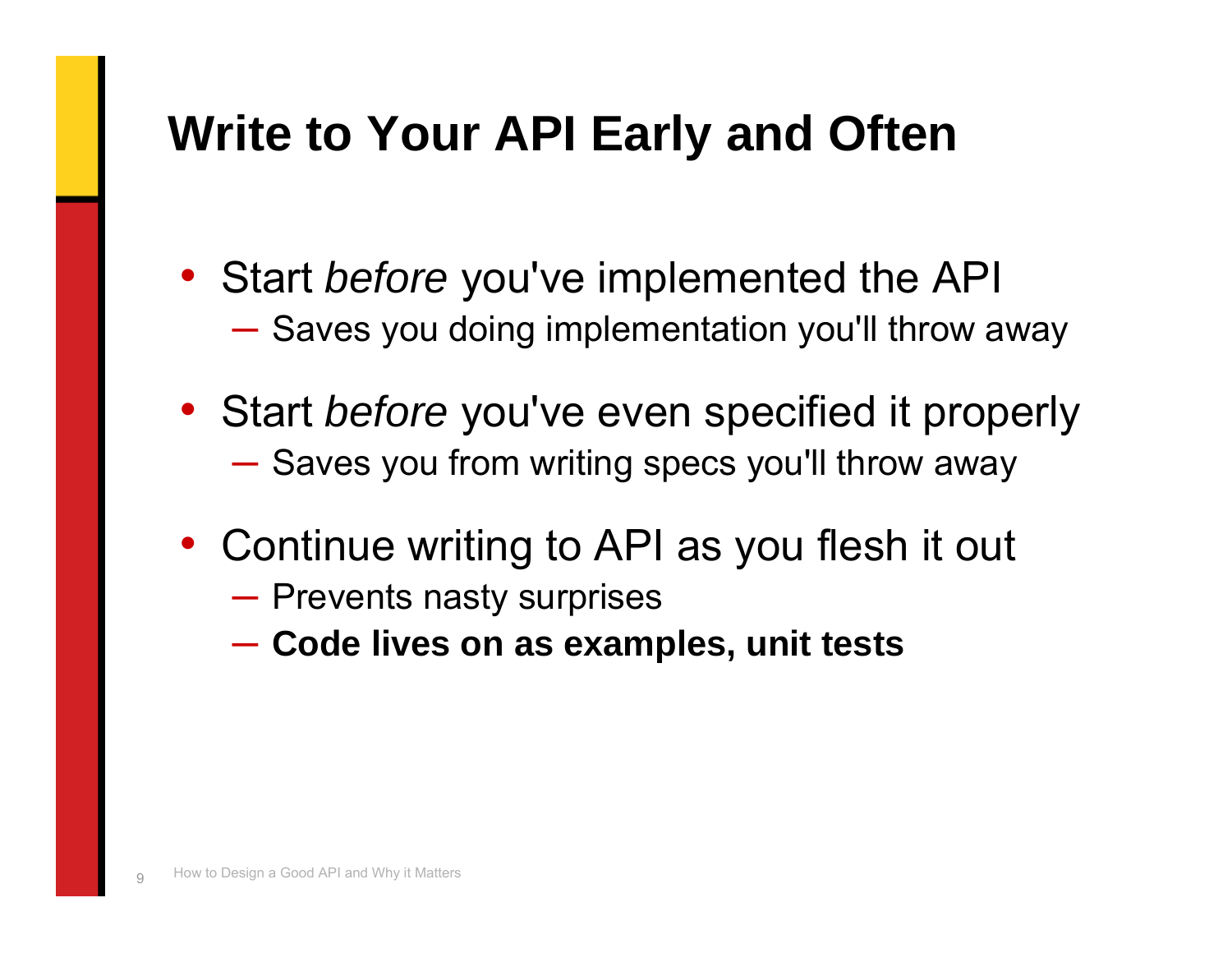# Write to Your API Early and Often

- Start *before* you've implemented the API
  - Saves you doing implementation you'll throw away
- Start *before* you've even specified it properly
  - Saves you from writing specs you'll throw away
- Continue writing to API as you flesh it out
  - Prevents nasty surprises
  - **Code lives on as examples, unit tests**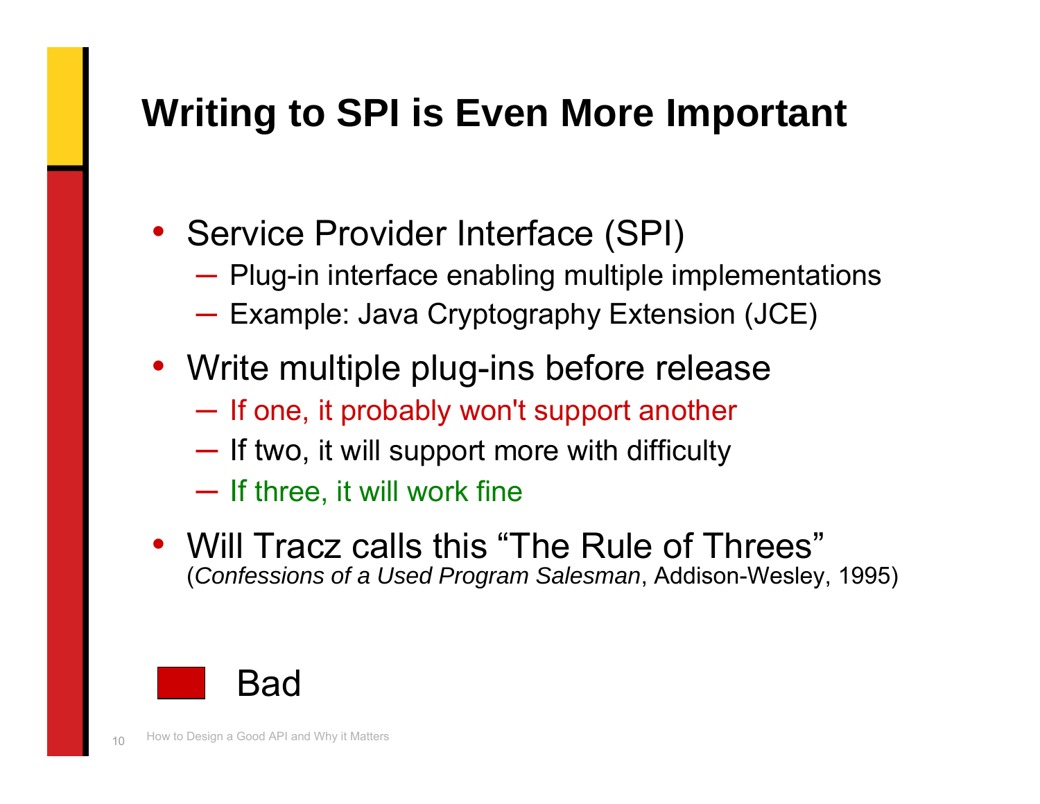# Writing to SPI is Even More Important

- Service Provider Interface (SPI)
  - Plug-in interface enabling multiple implementations
  - Example: Java Cryptography Extension (JCE)
- Write multiple plug-ins before release
  - If one, it probably won't support another
  - If two, it will support more with difficulty
  - If three, it will work fine
- Will Tracz calls this "The Rule of Threes"
  (*Confessions of a Used Program Salesman*, Addison-Wesley, 1995)

Bad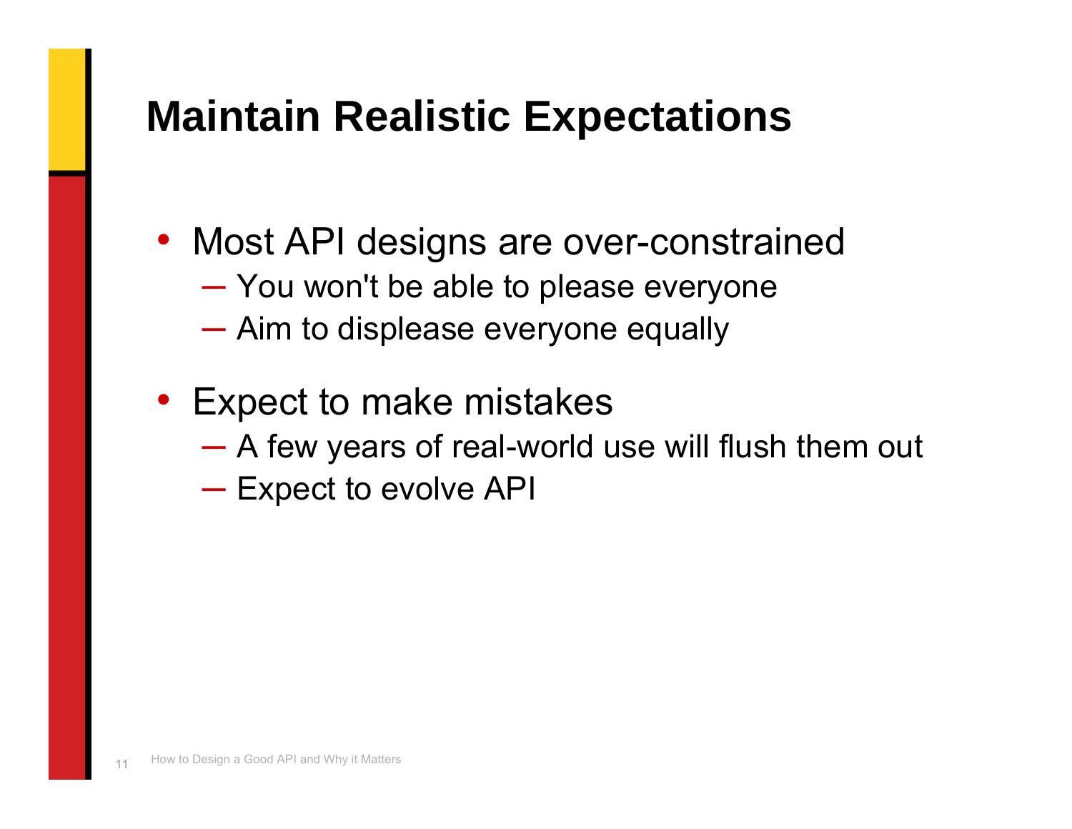# Maintain Realistic Expectations

- Most API designs are over-constrained
  - You won't be able to please everyone
  - Aim to displease everyone equally
- Expect to make mistakes
  - A few years of real-world use will flush them out
  - Expect to evolve API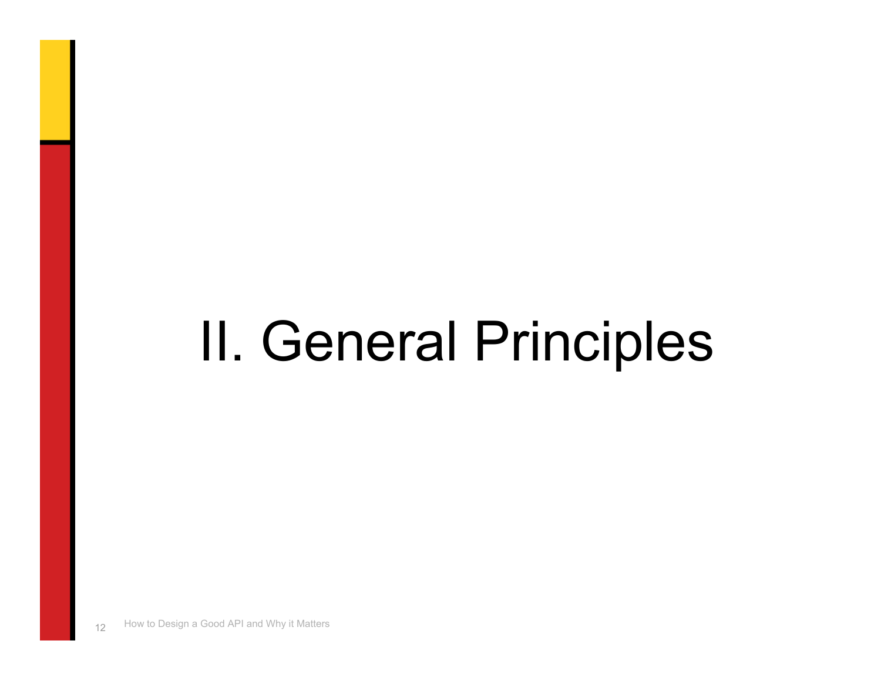# II. General Principles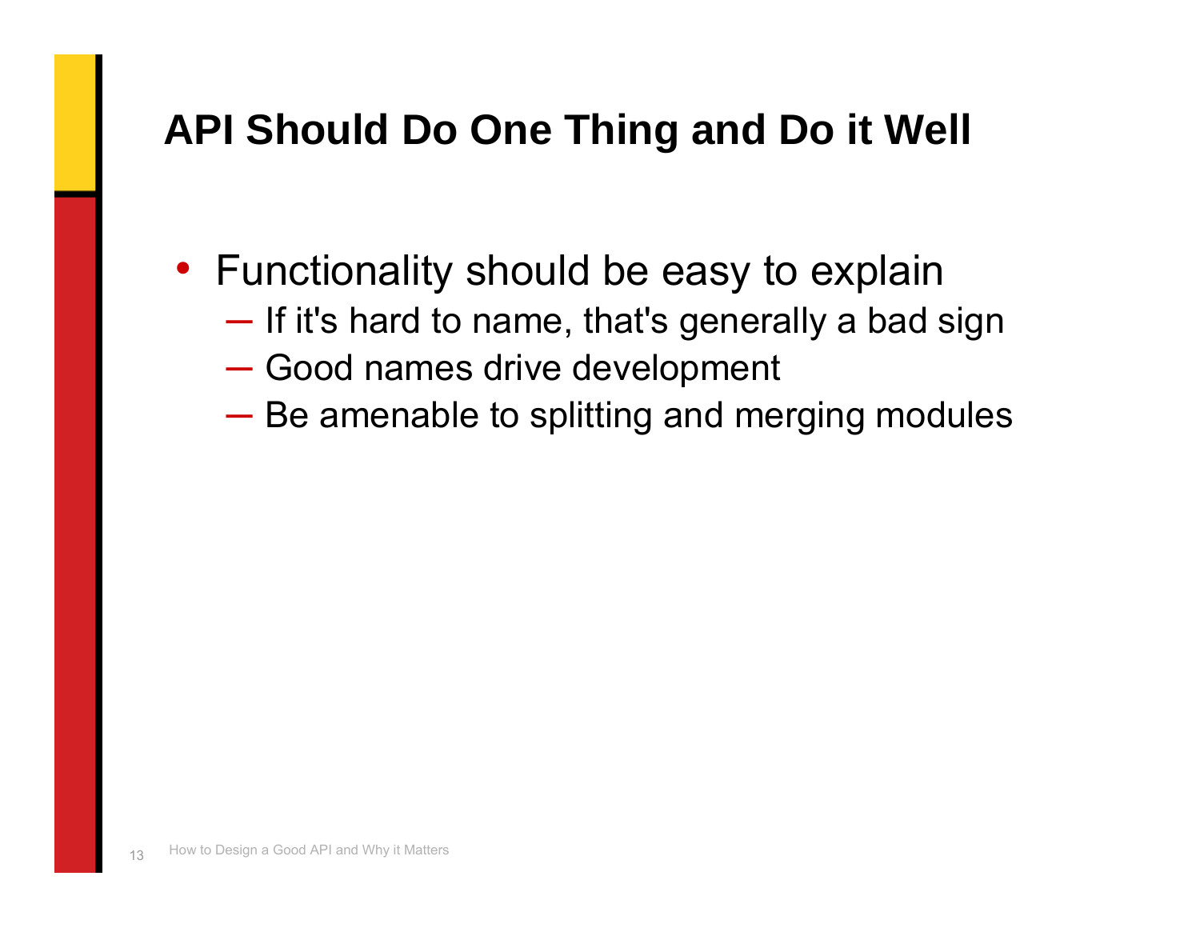# API Should Do One Thing and Do it Well

- Functionality should be easy to explain
  - If it's hard to name, that's generally a bad sign
  - Good names drive development
  - Be amenable to splitting and merging modules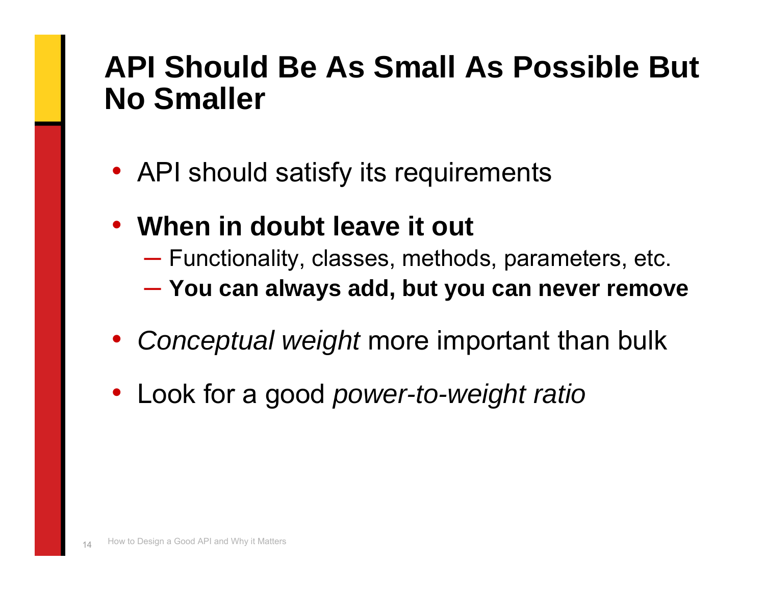# API Should Be As Small As Possible But No Smaller

- API should satisfy its requirements
- **When in doubt leave it out**
  - Functionality, classes, methods, parameters, etc.
  - **You can always add, but you can never remove**
- *Conceptual weight* more important than bulk
- Look for a good *power-to-weight ratio*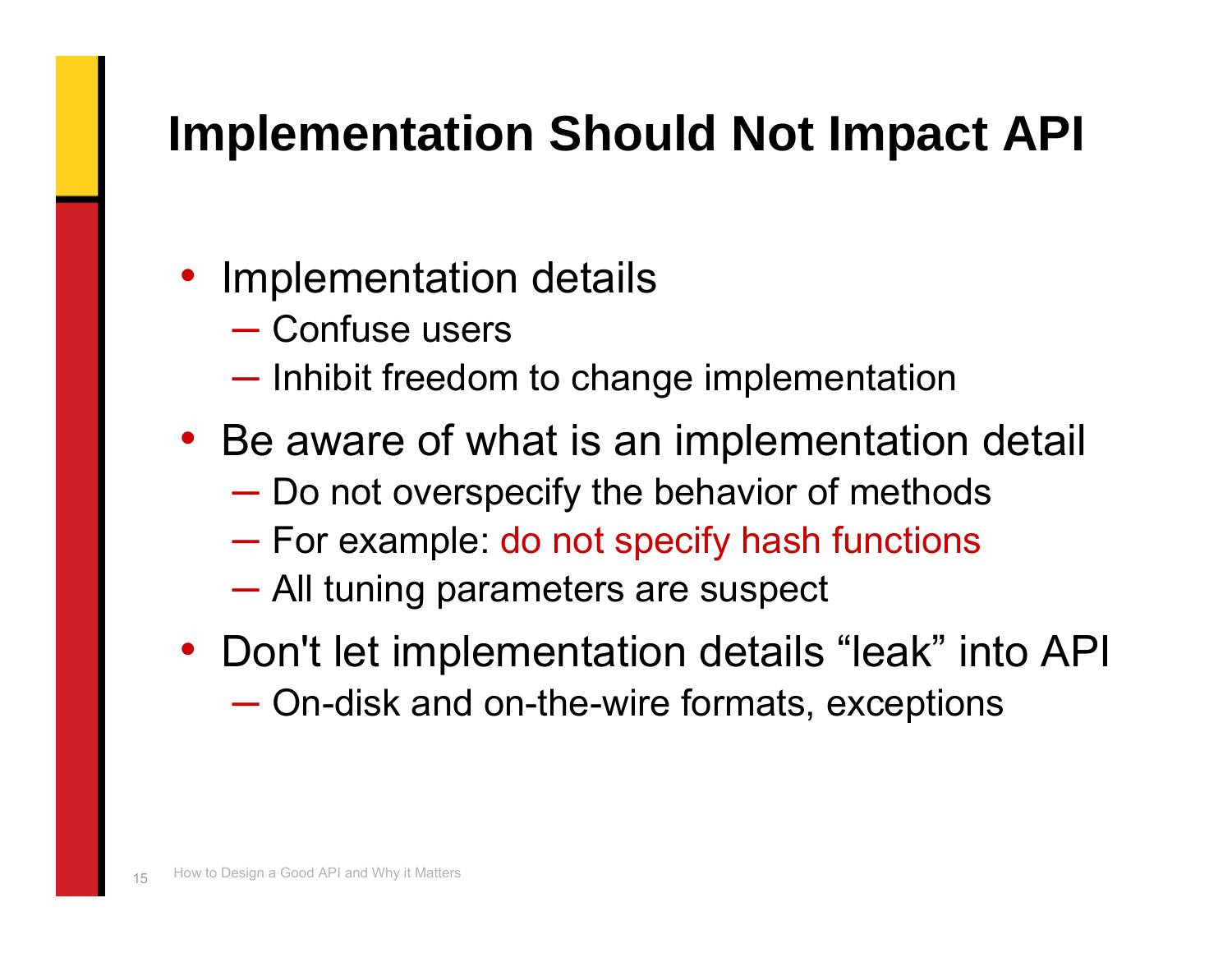# Implementation Should Not Impact API

- Implementation details
  - Confuse users
  - Inhibit freedom to change implementation
- Be aware of what is an implementation detail
  - Do not overspecify the behavior of methods
  - For example: do not specify hash functions
  - All tuning parameters are suspect
- Don't let implementation details “leak” into API
  - On-disk and on-the-wire formats, exceptions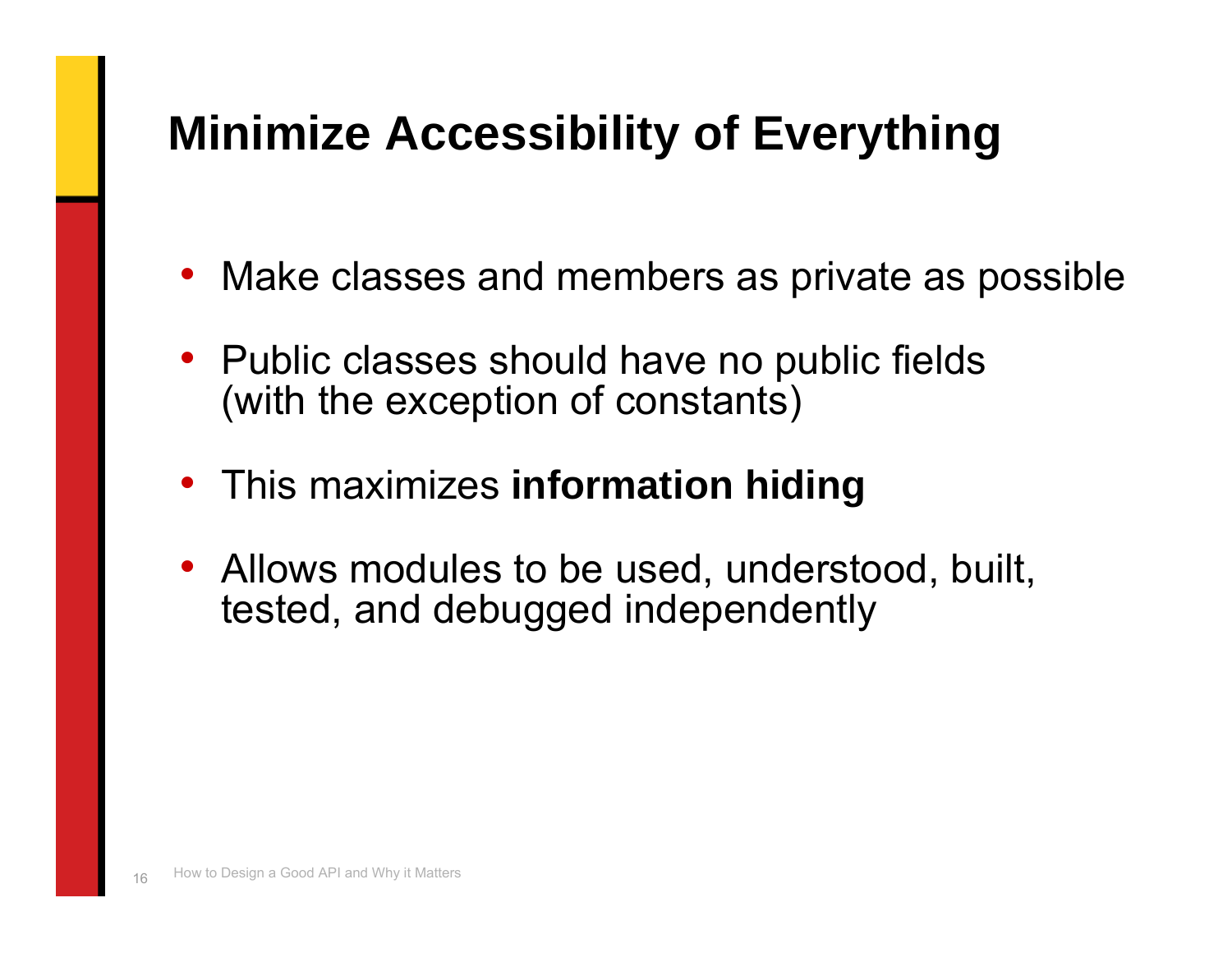# Minimize Accessibility of Everything

- Make classes and members as private as possible
- Public classes should have no public fields (with the exception of constants)
- This maximizes **information hiding**
- Allows modules to be used, understood, built, tested, and debugged independently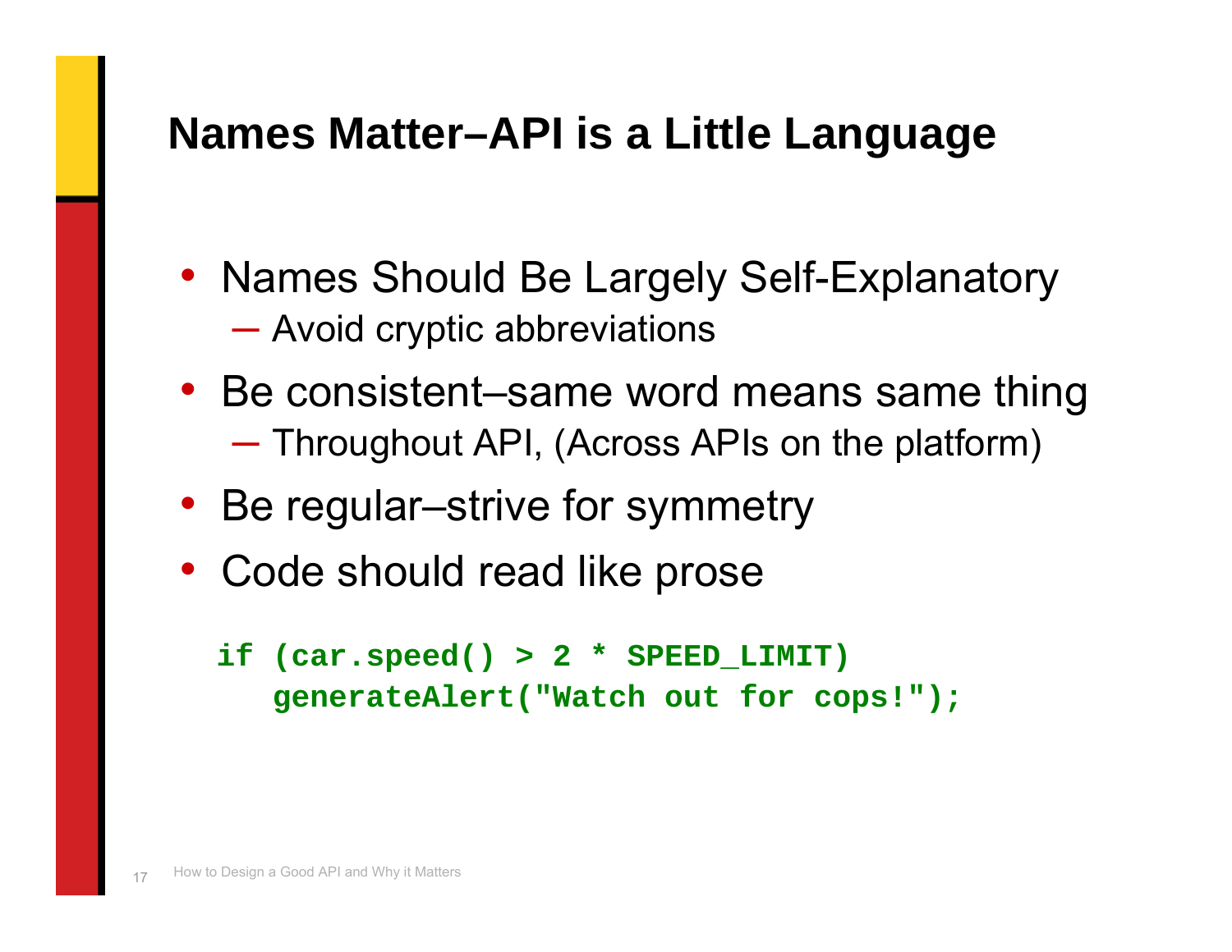# Names Matter–API is a Little Language

- Names Should Be Largely Self-Explanatory
  - Avoid cryptic abbreviations
- Be consistent–same word means same thing
  - Throughout API, (Across APIs on the platform)
- Be regular–strive for symmetry
- Code should read like prose

```
if (car.speed() > 2 * SPEED_LIMIT)
   generateAlert("Watch out for cops!");
```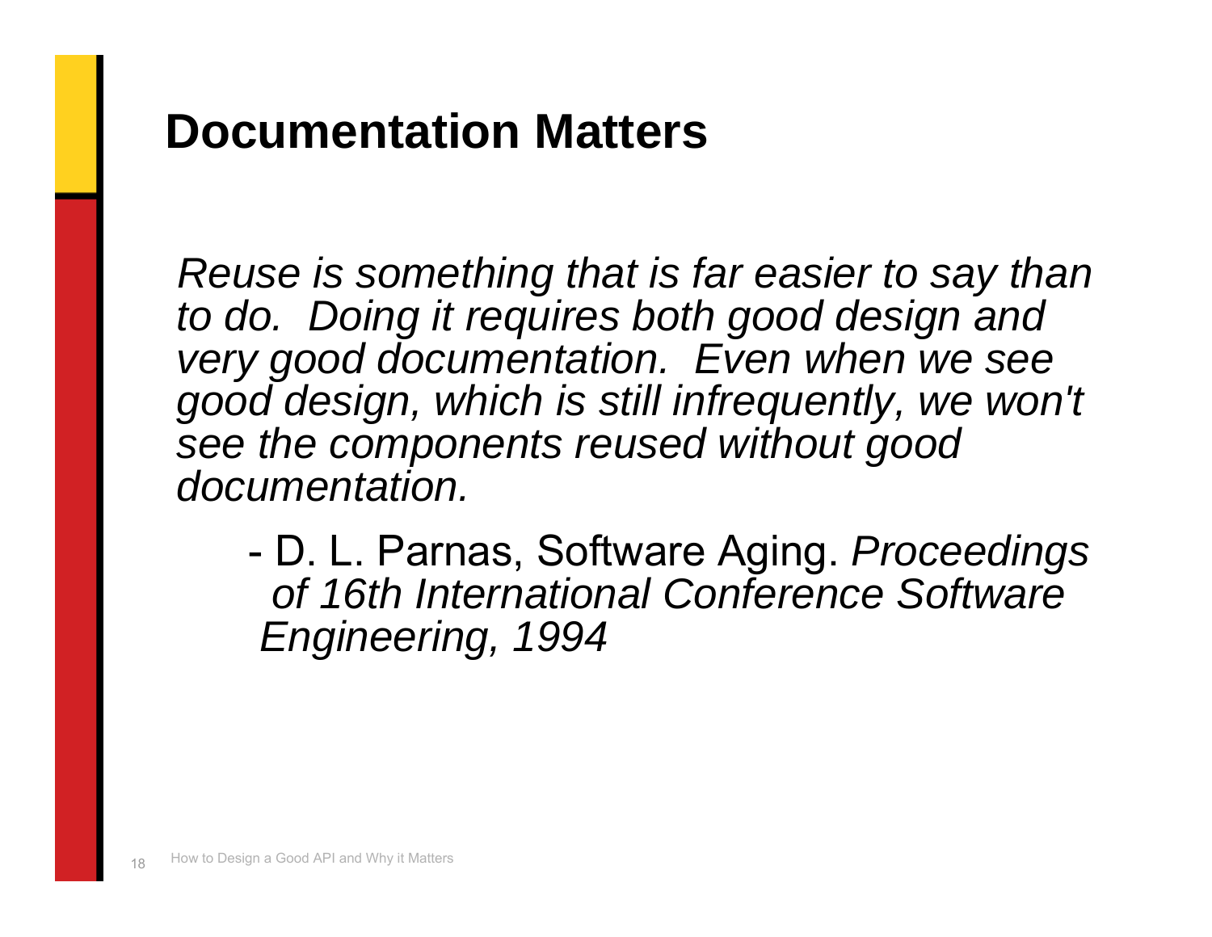# Documentation Matters

*Reuse is something that is far easier to say than to do. Doing it requires both good design and very good documentation. Even when we see good design, which is still infrequently, we won't see the components reused without good documentation.*

- D. L. Parnas, Software Aging. *Proceedings of 16th International Conference Software Engineering, 1994*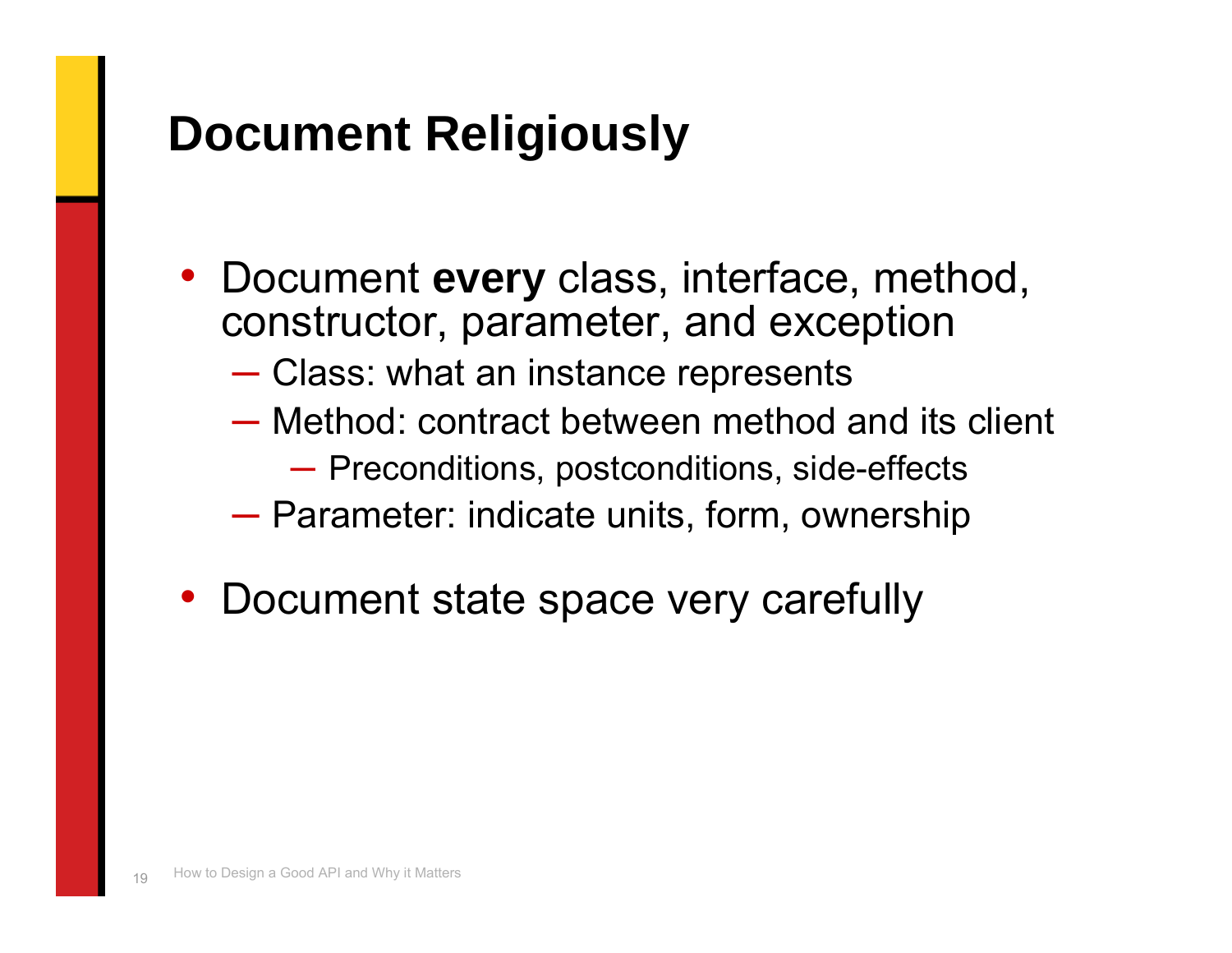# Document Religiously

- Document **every** class, interface, method, constructor, parameter, and exception
  - Class: what an instance represents
  - Method: contract between method and its client
    - Preconditions, postconditions, side-effects
  - Parameter: indicate units, form, ownership
- Document state space very carefully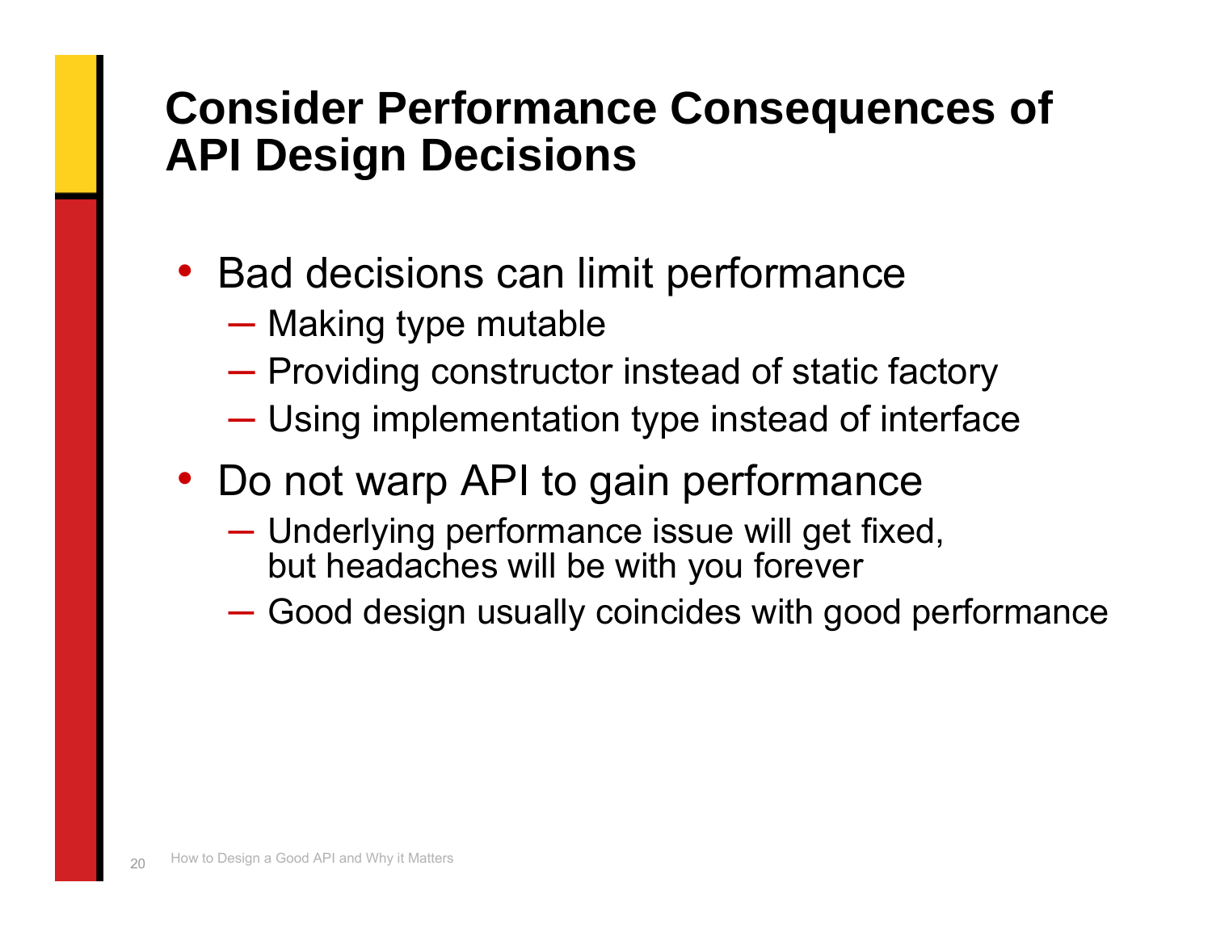# Consider Performance Consequences of API Design Decisions

- Bad decisions can limit performance
  - Making type mutable
  - Providing constructor instead of static factory
  - Using implementation type instead of interface
- Do not warp API to gain performance
  - Underlying performance issue will get fixed, but headaches will be with you forever
  - Good design usually coincides with good performance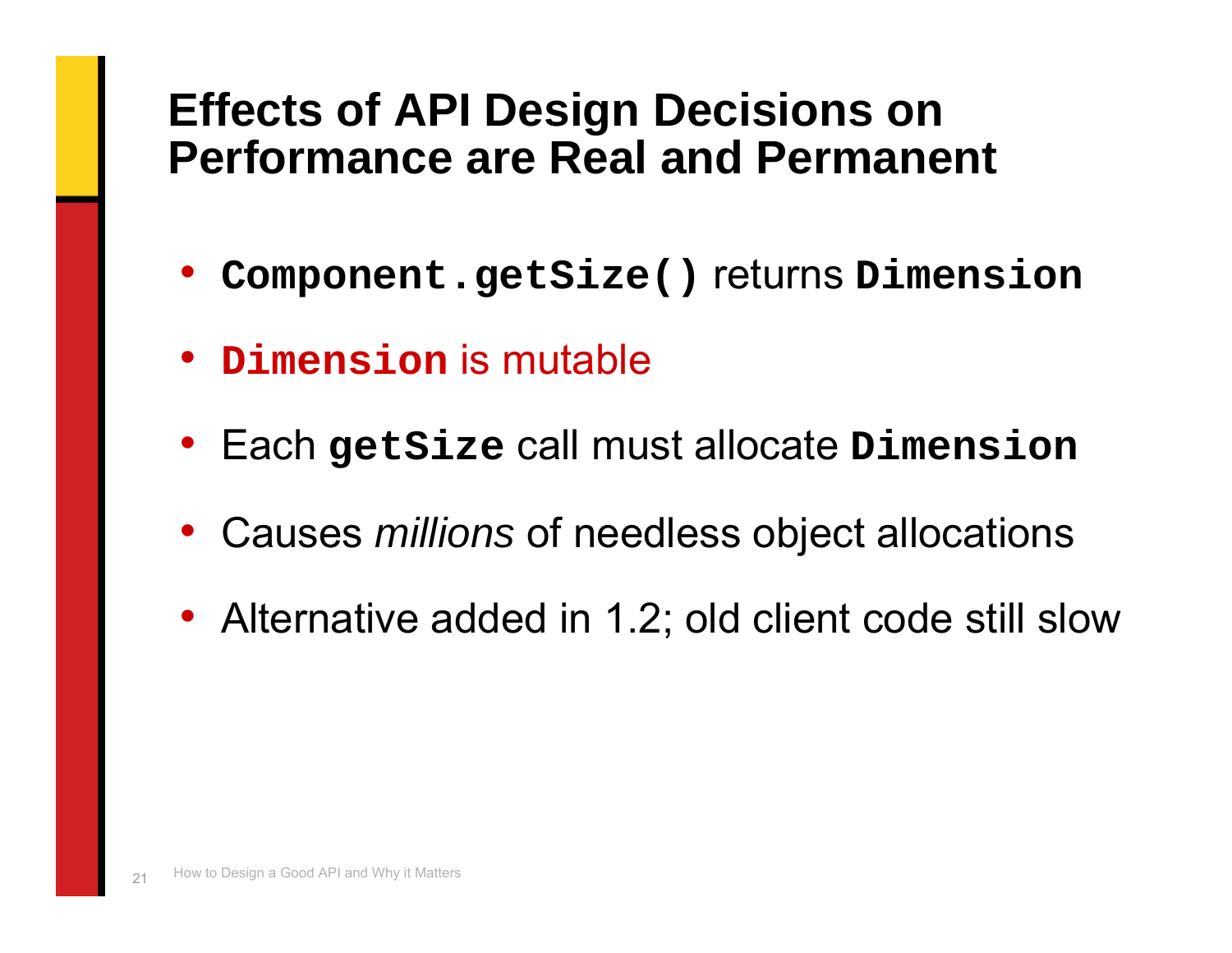# Effects of API Design Decisions on Performance are Real and Permanent

- **`Component.getSize()`** returns **`Dimension`**
- **`Dimension`** is mutable
- Each **`getSize`** call must allocate **`Dimension`**
- Causes *millions* of needless object allocations
- Alternative added in 1.2; old client code still slow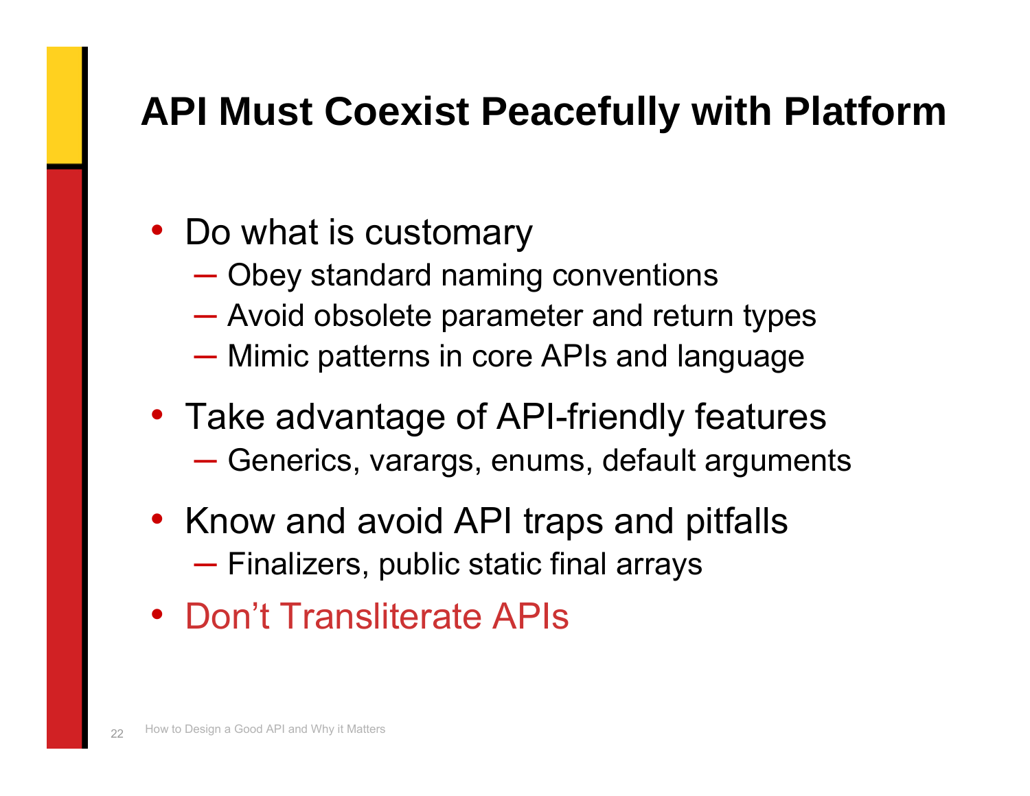# API Must Coexist Peacefully with Platform

- Do what is customary
  - Obey standard naming conventions
  - Avoid obsolete parameter and return types
  - Mimic patterns in core APIs and language
- Take advantage of API-friendly features
  - Generics, varargs, enums, default arguments
- Know and avoid API traps and pitfalls
  - Finalizers, public static final arrays
- Don’t Transliterate APIs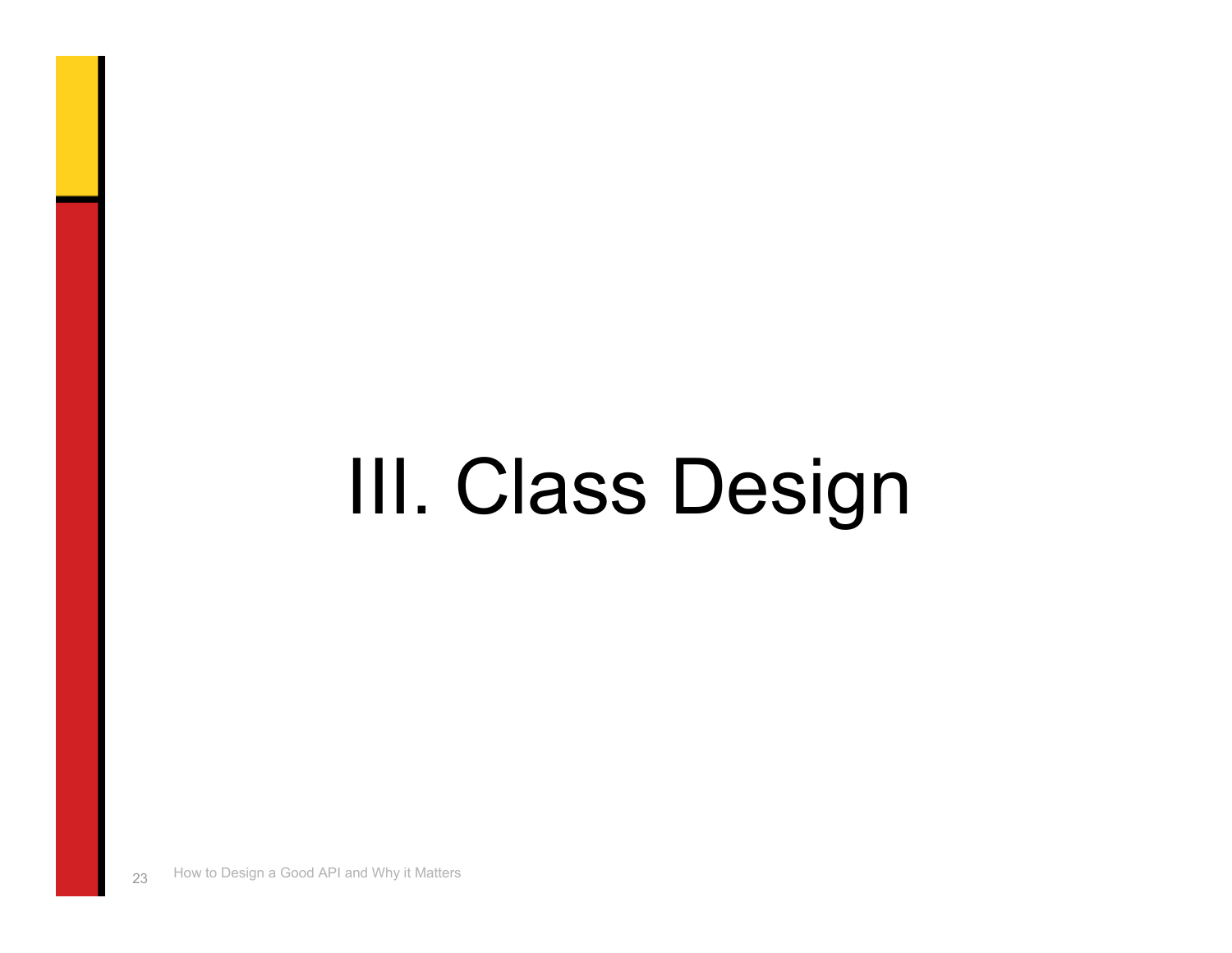# III. Class Design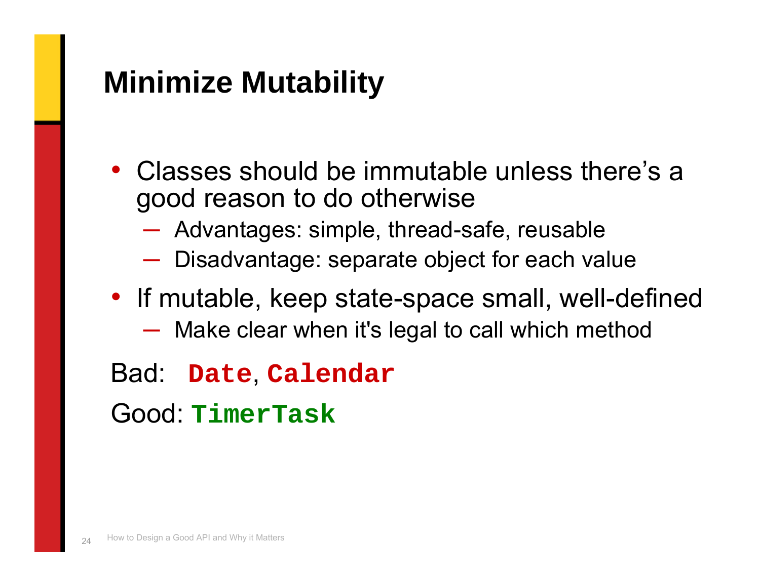# Minimize Mutability

- Classes should be immutable unless there's a good reason to do otherwise
  - Advantages: simple, thread-safe, reusable
  - Disadvantage: separate object for each value
- If mutable, keep state-space small, well-defined
  - Make clear when it's legal to call which method

Bad: `Date`, `Calendar`

Good: `TimerTask`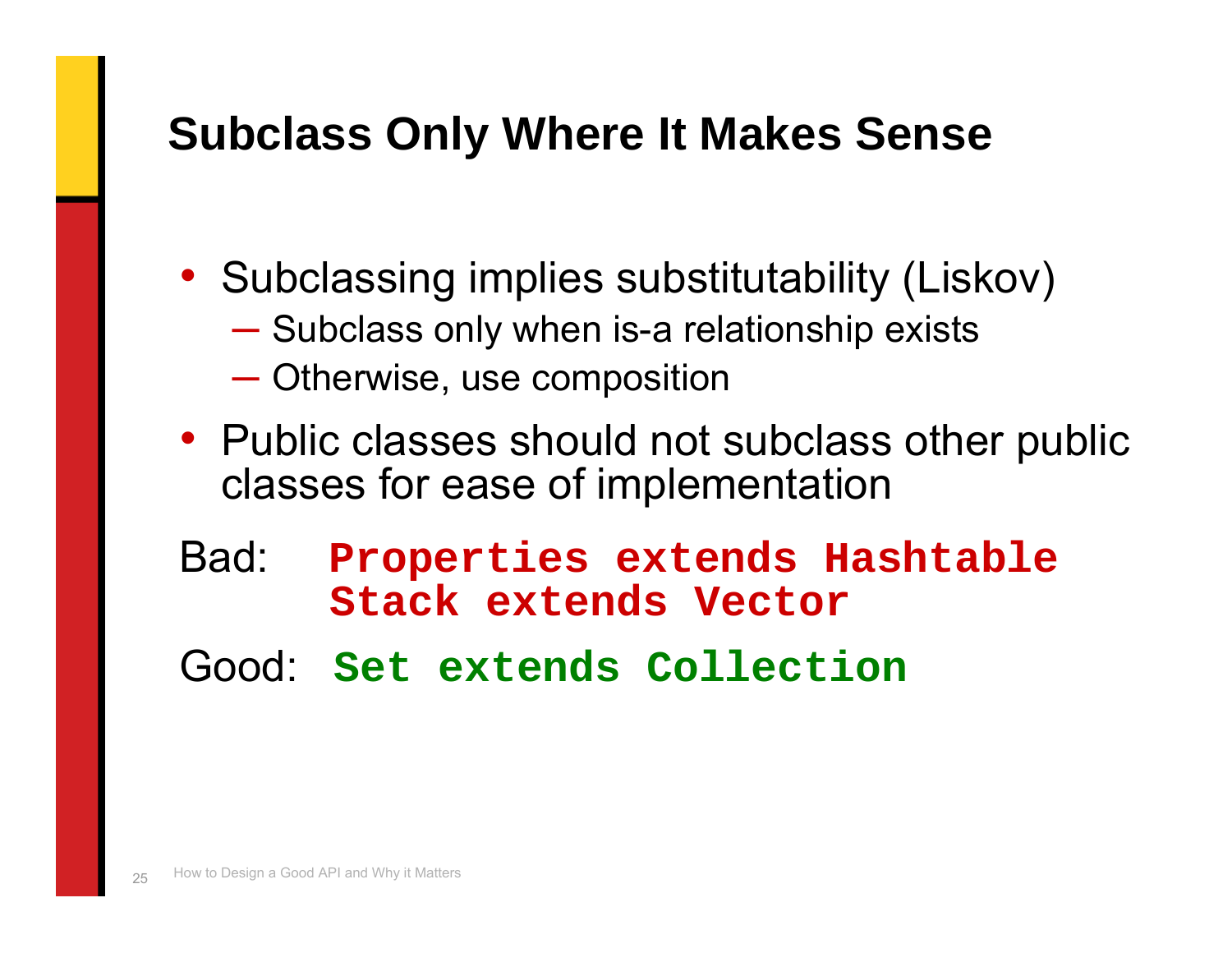## Subclass Only Where It Makes Sense

- Subclassing implies substitutability (Liskov)
  - Subclass only when is-a relationship exists
  - Otherwise, use composition
- Public classes should not subclass other public classes for ease of implementation

Bad:

```
Properties extends Hashtable
Stack extends Vector
```

Good:

```
Set extends Collection
```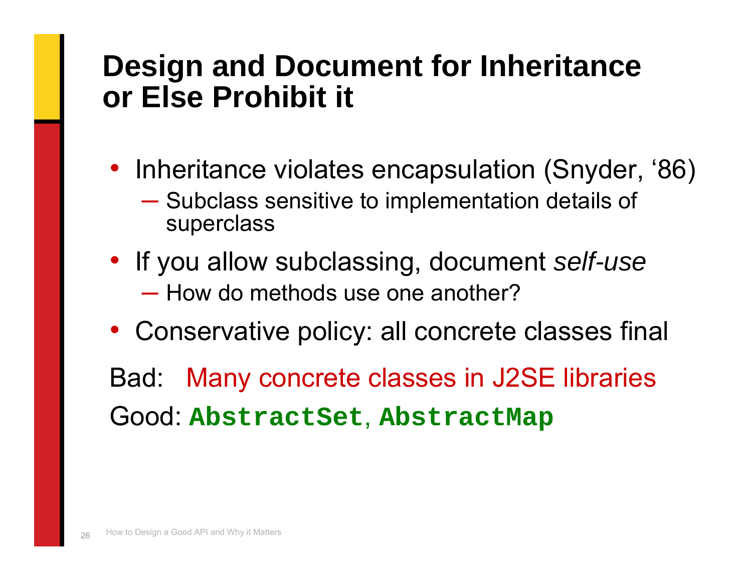# Design and Document for Inheritance or Else Prohibit it

- Inheritance violates encapsulation (Snyder, '86)
  - Subclass sensitive to implementation details of superclass
- If you allow subclassing, document *self-use*
  - How do methods use one another?
- Conservative policy: all concrete classes final

Bad: Many concrete classes in J2SE libraries

Good: **`AbstractSet`**, **`AbstractMap`**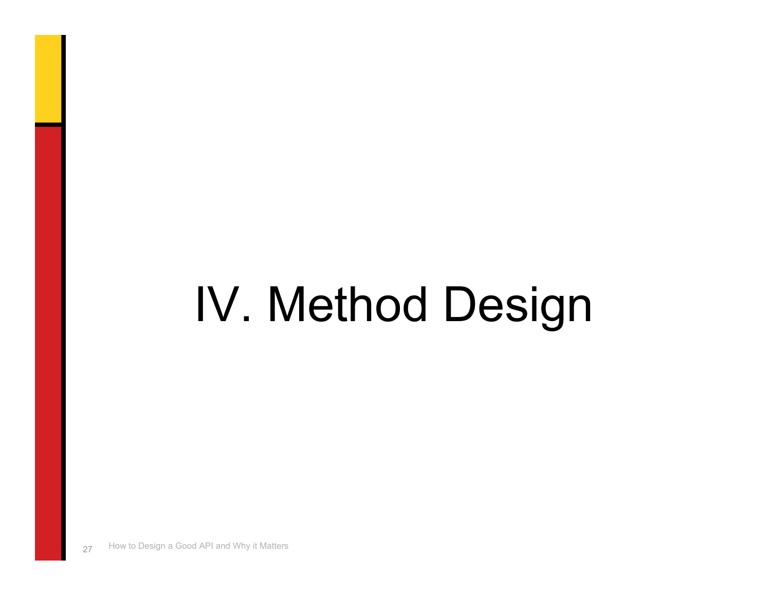# IV. Method Design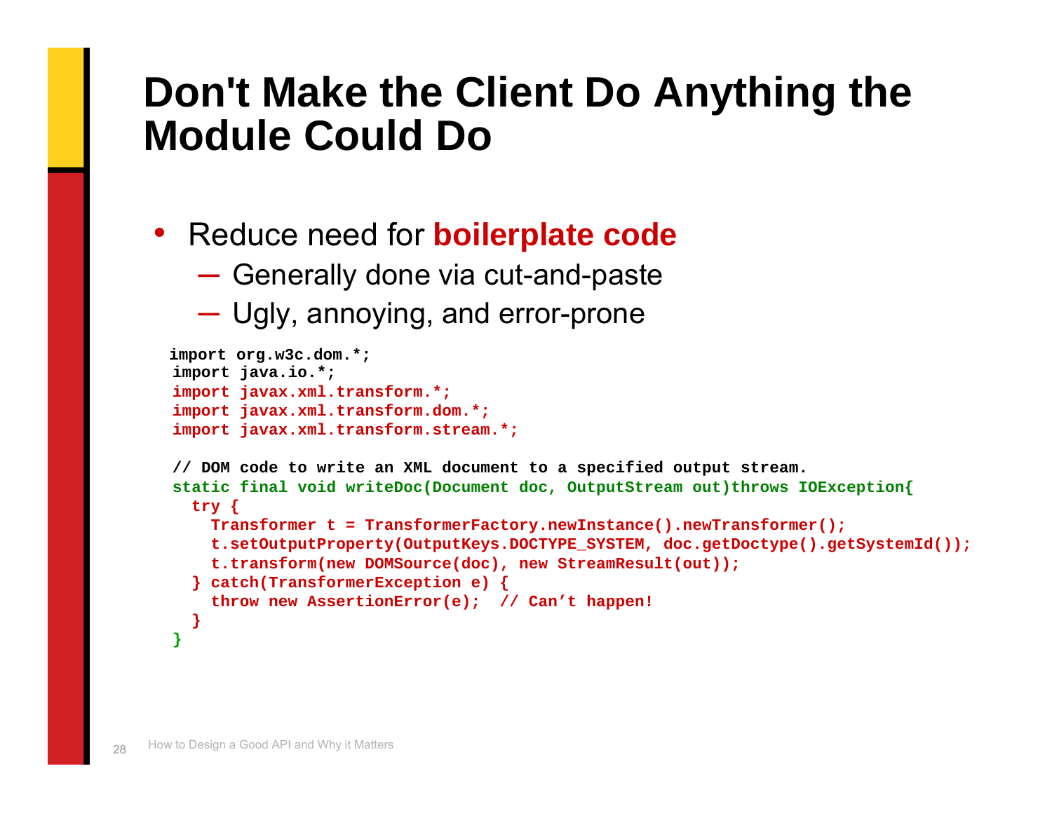# Don't Make the Client Do Anything the Module Could Do

- Reduce need for **boilerplate code**
  - Generally done via cut-and-paste
  - Ugly, annoying, and error-prone

```
import org.w3c.dom.*;
import java.io.*;
import javax.xml.transform.*;
import javax.xml.transform.dom.*;
import javax.xml.transform.stream.*;

// DOM code to write an XML document to a specified output stream.
static final void writeDoc(Document doc, OutputStream out)throws IOException{
  try {
    Transformer t = TransformerFactory.newInstance().newTransformer();
    t.setOutputProperty(OutputKeys.DOCTYPE_SYSTEM, doc.getDoctype().getSystemId());
    t.transform(new DOMSource(doc), new StreamResult(out));
  } catch(TransformerException e) {
    throw new AssertionError(e);  // Can't happen!
  }
}
```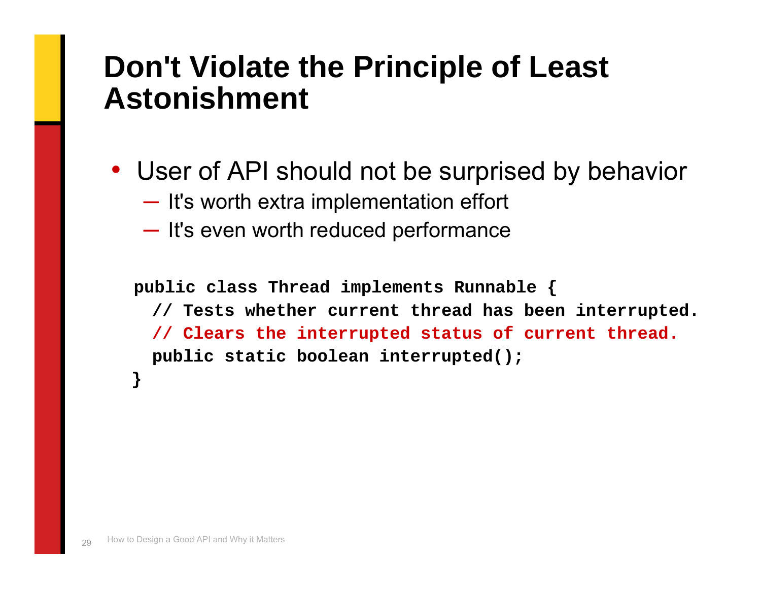# Don't Violate the Principle of Least Astonishment

- User of API should not be surprised by behavior
  - It's worth extra implementation effort
  - It's even worth reduced performance

```
public class Thread implements Runnable {
  // Tests whether current thread has been interrupted.
  // Clears the interrupted status of current thread.
  public static boolean interrupted();
}
```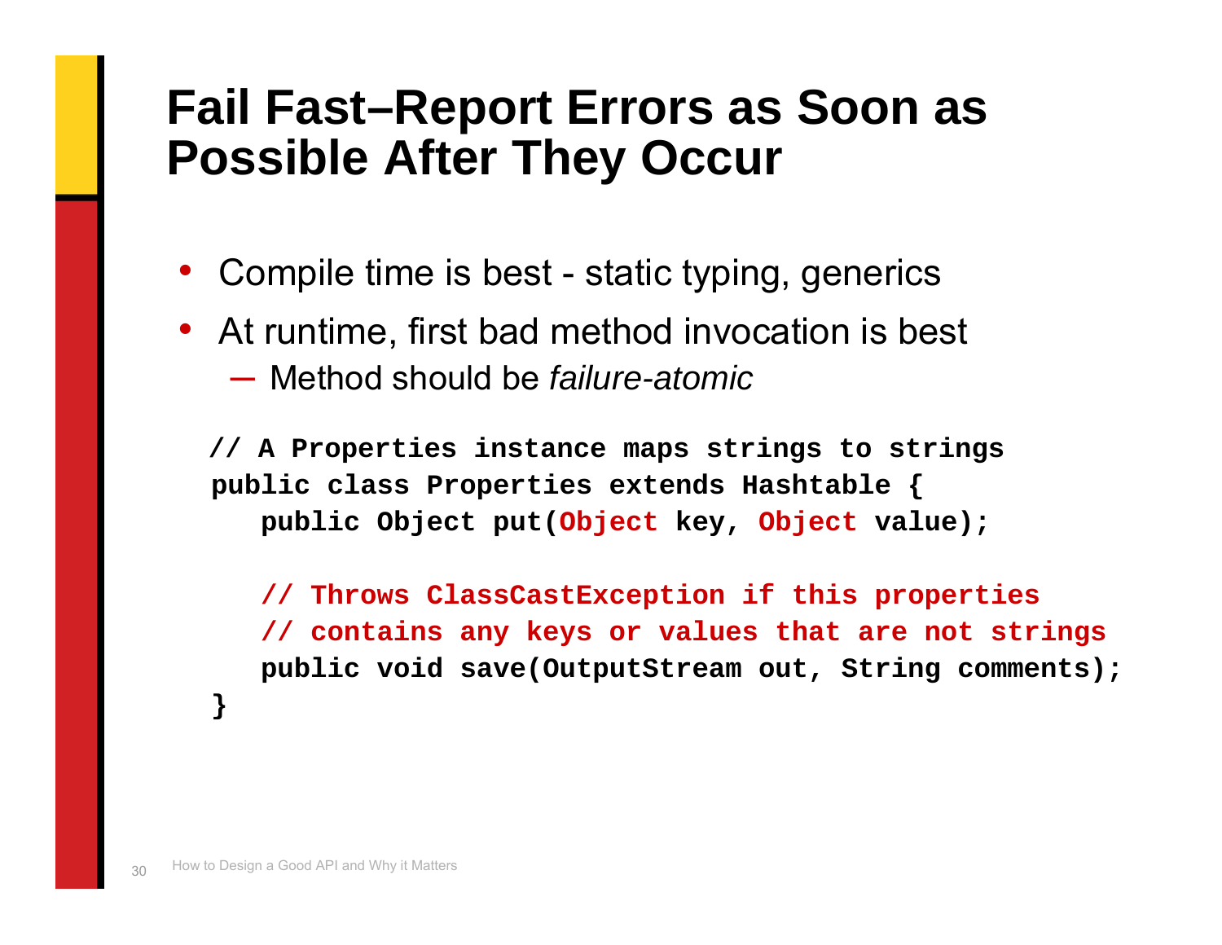# Fail Fast–Report Errors as Soon as Possible After They Occur

- Compile time is best - static typing, generics
- At runtime, first bad method invocation is best
  - Method should be *failure-atomic*

```
// A Properties instance maps strings to strings
public class Properties extends Hashtable {
   public Object put(Object key, Object value);

   // Throws ClassCastException if this properties
   // contains any keys or values that are not strings
   public void save(OutputStream out, String comments);
}
```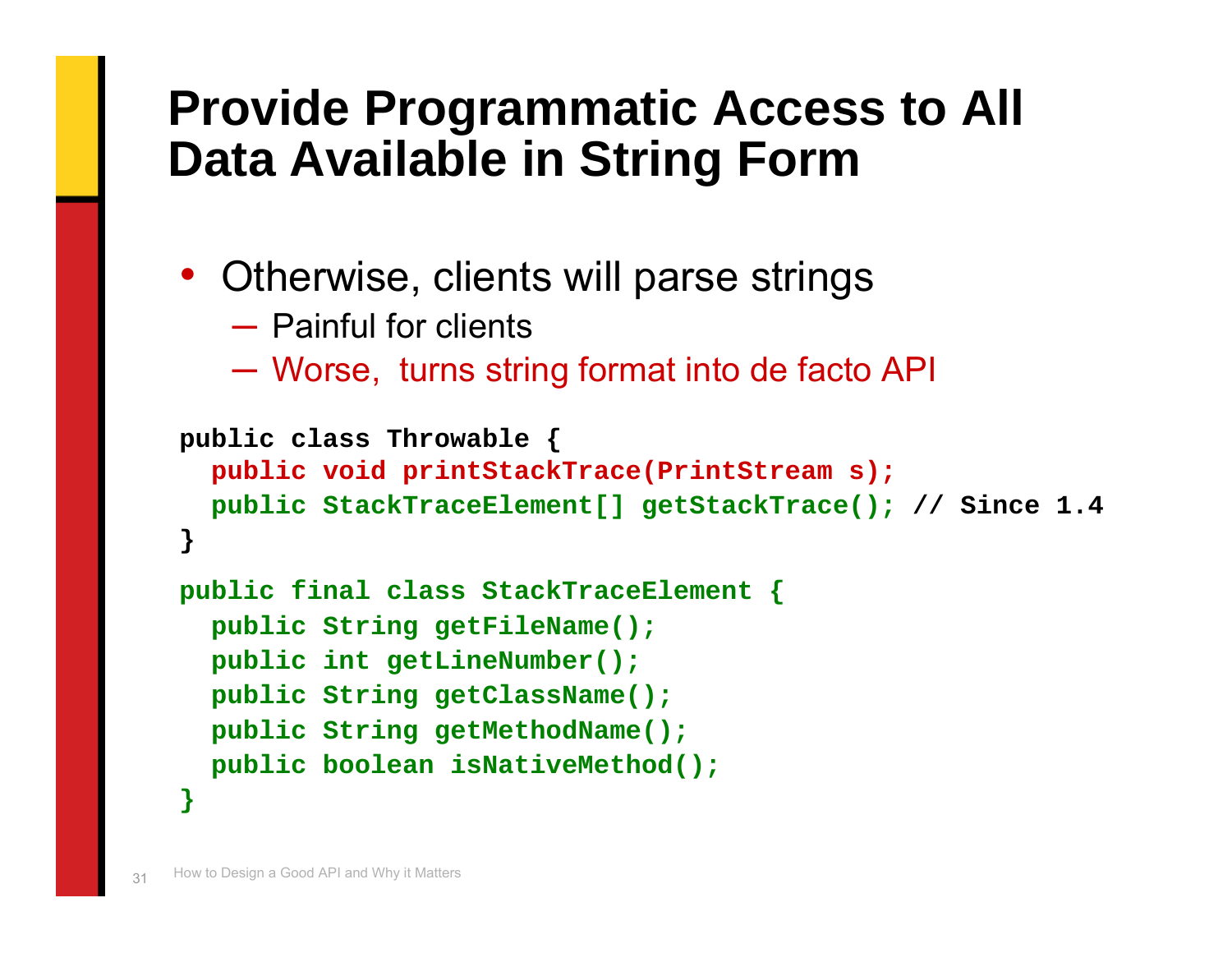# Provide Programmatic Access to All Data Available in String Form

- Otherwise, clients will parse strings
  - Painful for clients
  - Worse, turns string format into de facto API

```
public class Throwable {
  public void printStackTrace(PrintStream s);
  public StackTraceElement[] getStackTrace(); // Since 1.4
}

public final class StackTraceElement {
  public String getFileName();
  public int getLineNumber();
  public String getClassName();
  public String getMethodName();
  public boolean isNativeMethod();
}
```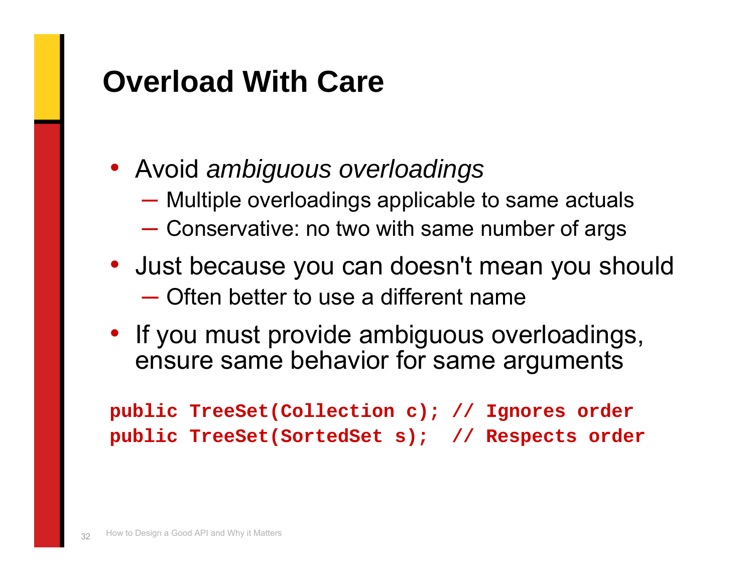# Overload With Care

- Avoid *ambiguous overloadings*
  - Multiple overloadings applicable to same actuals
  - Conservative: no two with same number of args
- Just because you can doesn't mean you should
  - Often better to use a different name
- If you must provide ambiguous overloadings, ensure same behavior for same arguments

```
public TreeSet(Collection c); // Ignores order
public TreeSet(SortedSet s);  // Respects order
```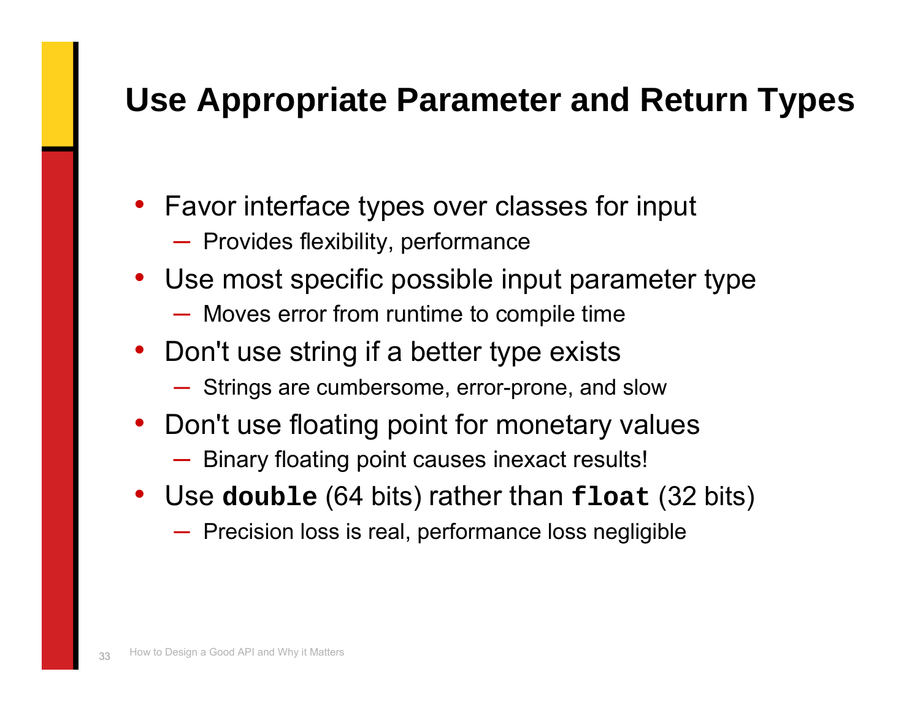# Use Appropriate Parameter and Return Types

- Favor interface types over classes for input
  - Provides flexibility, performance
- Use most specific possible input parameter type
  - Moves error from runtime to compile time
- Don't use string if a better type exists
  - Strings are cumbersome, error-prone, and slow
- Don't use floating point for monetary values
  - Binary floating point causes inexact results!
- Use **`double`** (64 bits) rather than **`float`** (32 bits)
  - Precision loss is real, performance loss negligible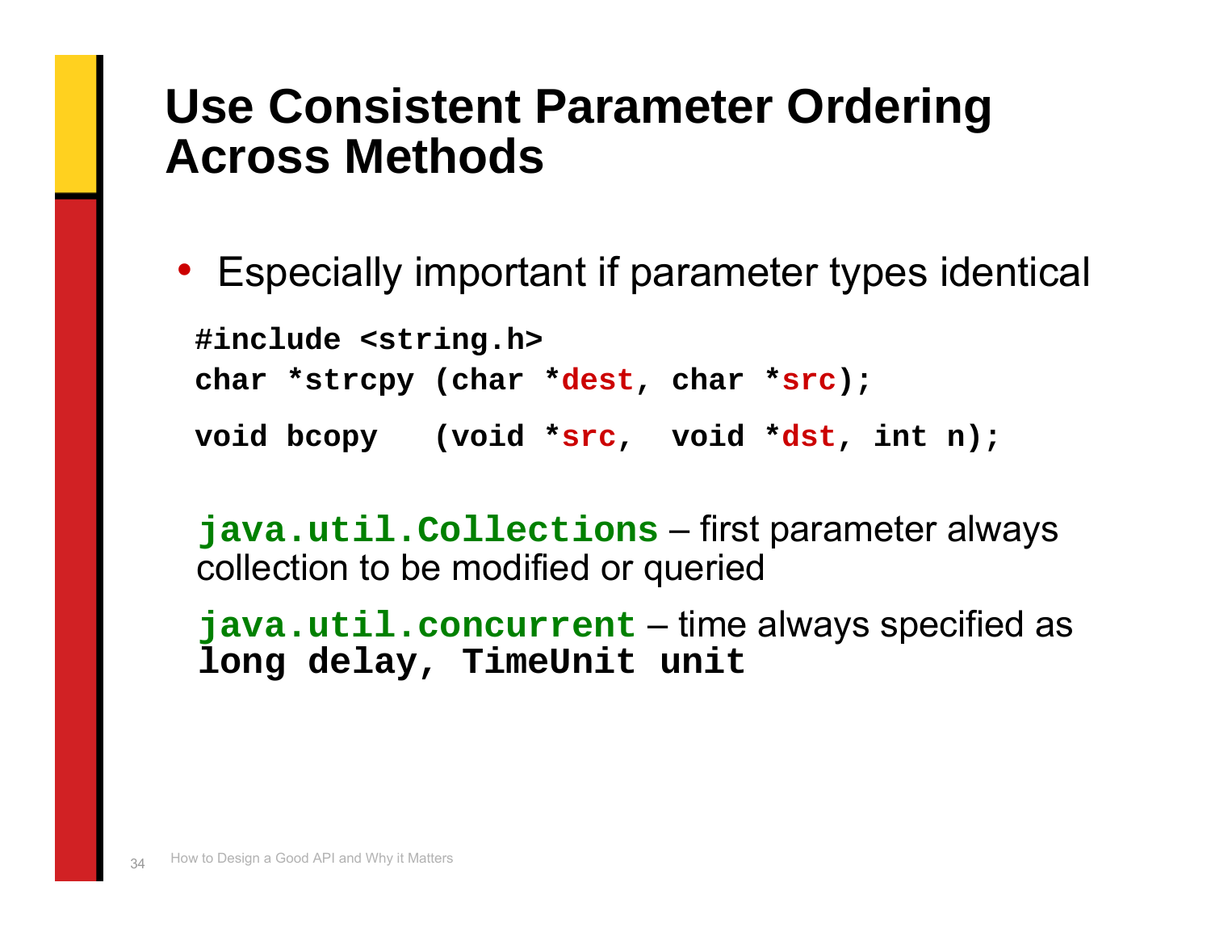# Use Consistent Parameter Ordering Across Methods

- Especially important if parameter types identical

```
#include <string.h>
char *strcpy (char *dest, char *src);
void bcopy   (void *src,  void *dst, int n);
```

`java.util.Collections` – first parameter always collection to be modified or queried

`java.util.concurrent` – time always specified as `long delay, TimeUnit unit`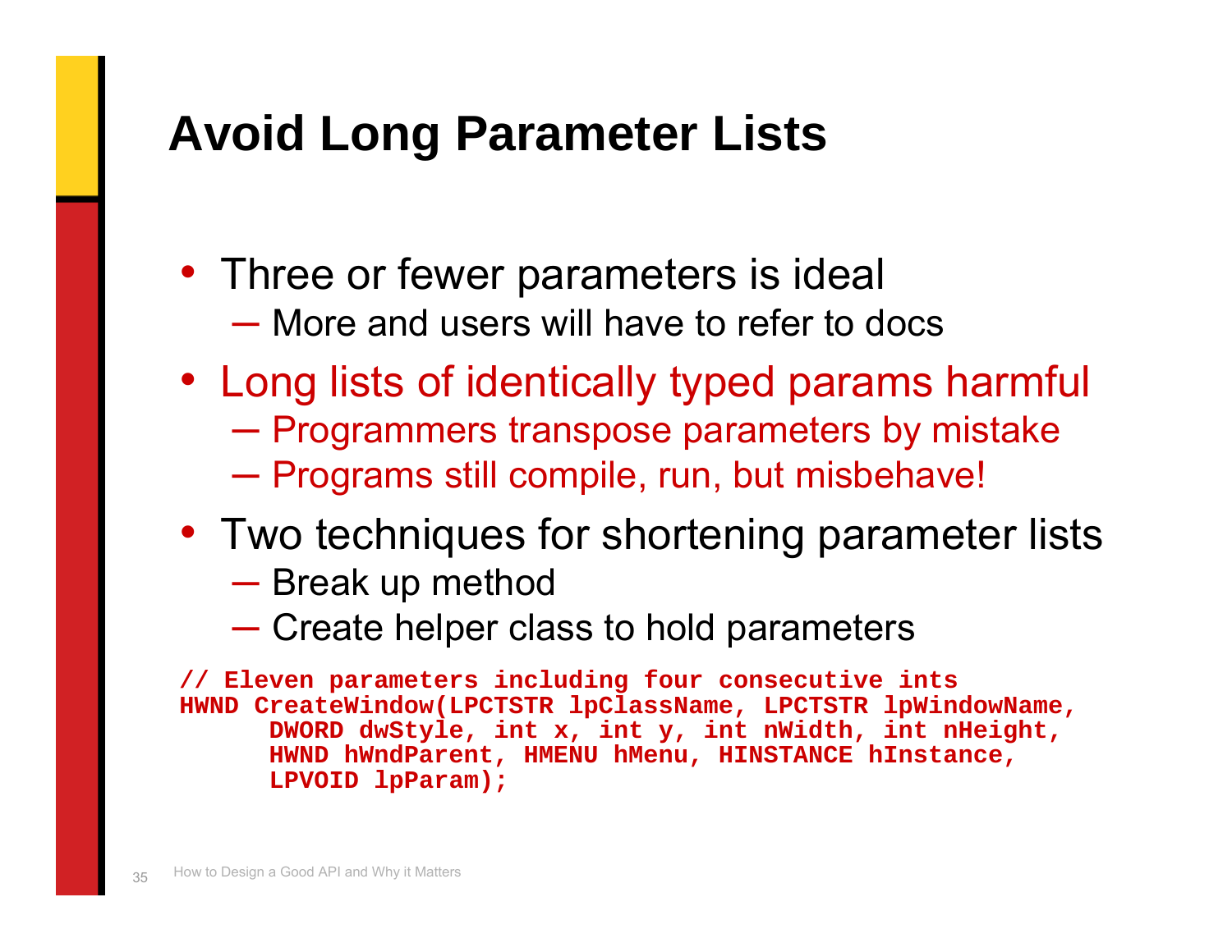# Avoid Long Parameter Lists

- Three or fewer parameters is ideal
  - More and users will have to refer to docs
- Long lists of identically typed params harmful
  - Programmers transpose parameters by mistake
  - Programs still compile, run, but misbehave!
- Two techniques for shortening parameter lists
  - Break up method
  - Create helper class to hold parameters

```
// Eleven parameters including four consecutive ints
HWND CreateWindow(LPCTSTR lpClassName, LPCTSTR lpWindowName,
      DWORD dwStyle, int x, int y, int nWidth, int nHeight,
      HWND hWndParent, HMENU hMenu, HINSTANCE hInstance,
      LPVOID lpParam);
```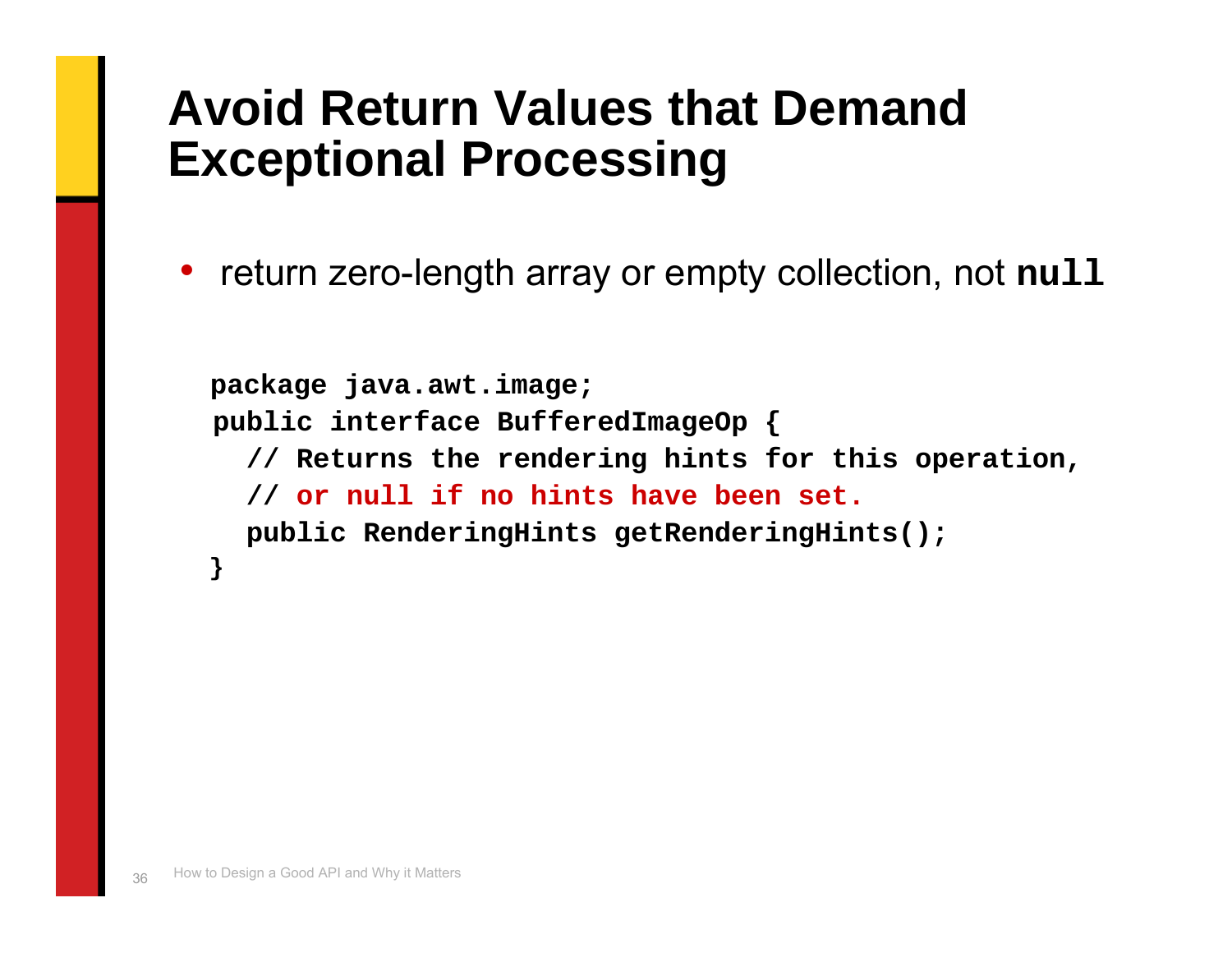# Avoid Return Values that Demand Exceptional Processing

- return zero-length array or empty collection, not **`null`**

```
package java.awt.image;
public interface BufferedImageOp {
  // Returns the rendering hints for this operation,
  // or null if no hints have been set.
  public RenderingHints getRenderingHints();
}
```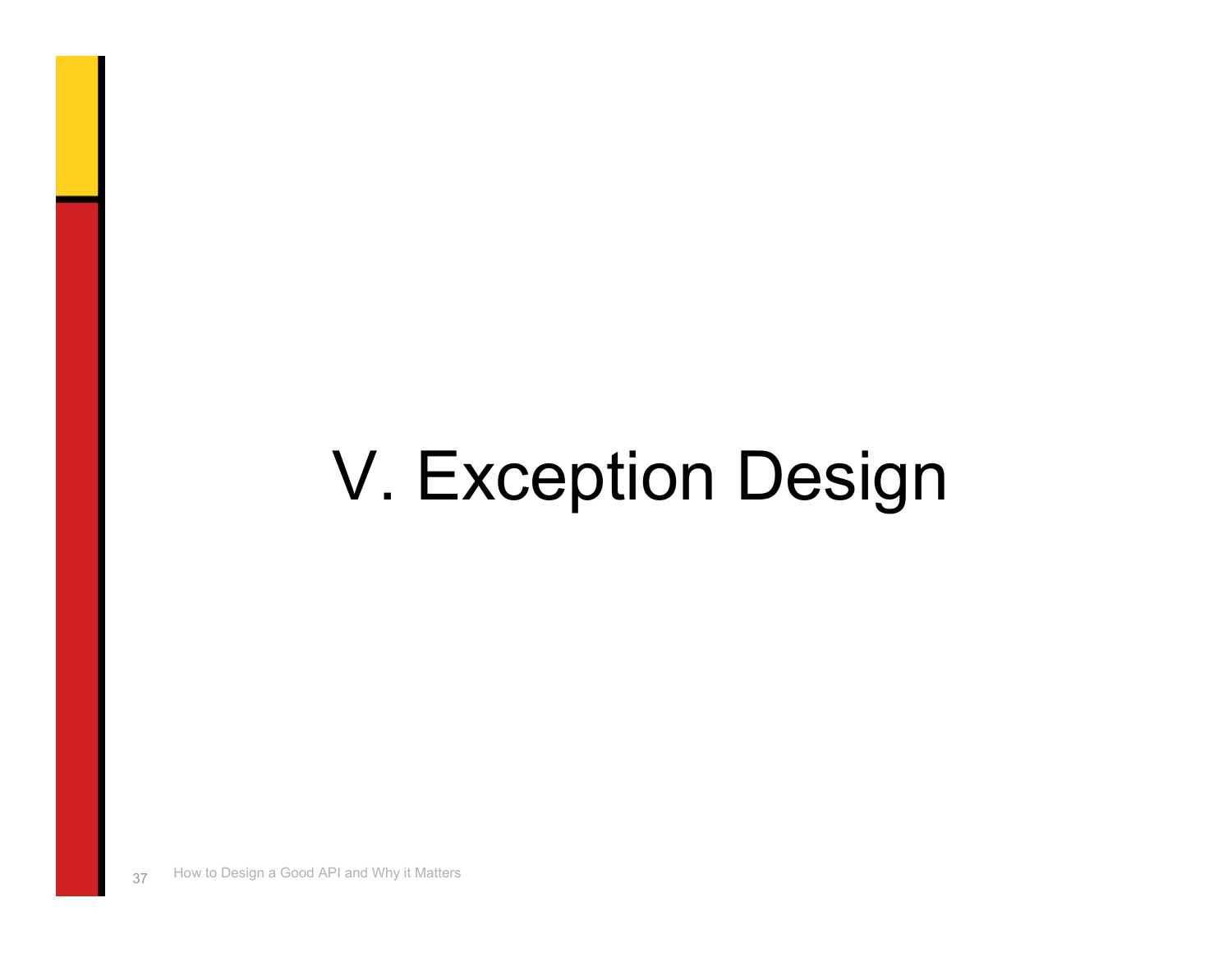# V. Exception Design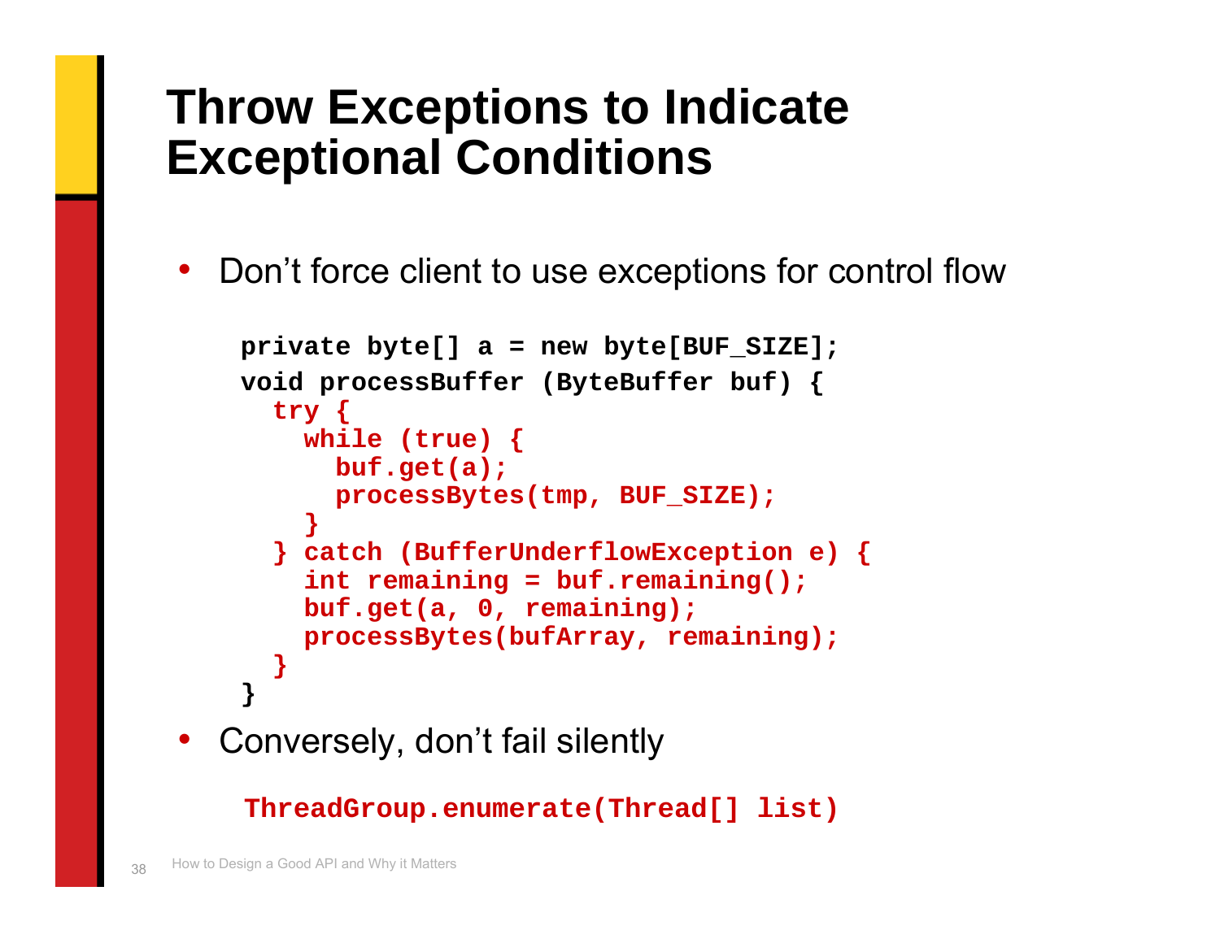# Throw Exceptions to Indicate Exceptional Conditions

- Don't force client to use exceptions for control flow

```
private byte[] a = new byte[BUF_SIZE];
void processBuffer (ByteBuffer buf) {
  try {
    while (true) {
      buf.get(a);
      processBytes(tmp, BUF_SIZE);
    }
  } catch (BufferUnderflowException e) {
    int remaining = buf.remaining();
    buf.get(a, 0, remaining);
    processBytes(bufArray, remaining);
  }
}
```

- Conversely, don't fail silently

```
ThreadGroup.enumerate(Thread[] list)
```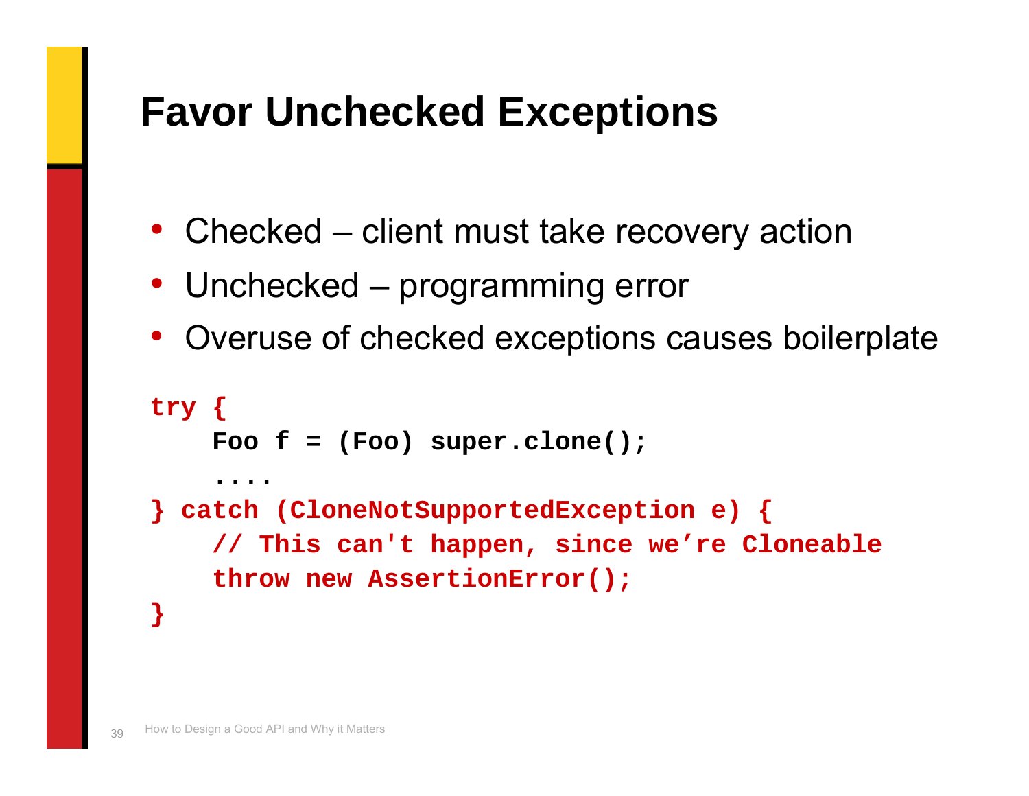# Favor Unchecked Exceptions

- Checked – client must take recovery action
- Unchecked – programming error
- Overuse of checked exceptions causes boilerplate

```
try {
    Foo f = (Foo) super.clone();
    ....
} catch (CloneNotSupportedException e) {
    // This can't happen, since we’re Cloneable
    throw new AssertionError();
}
```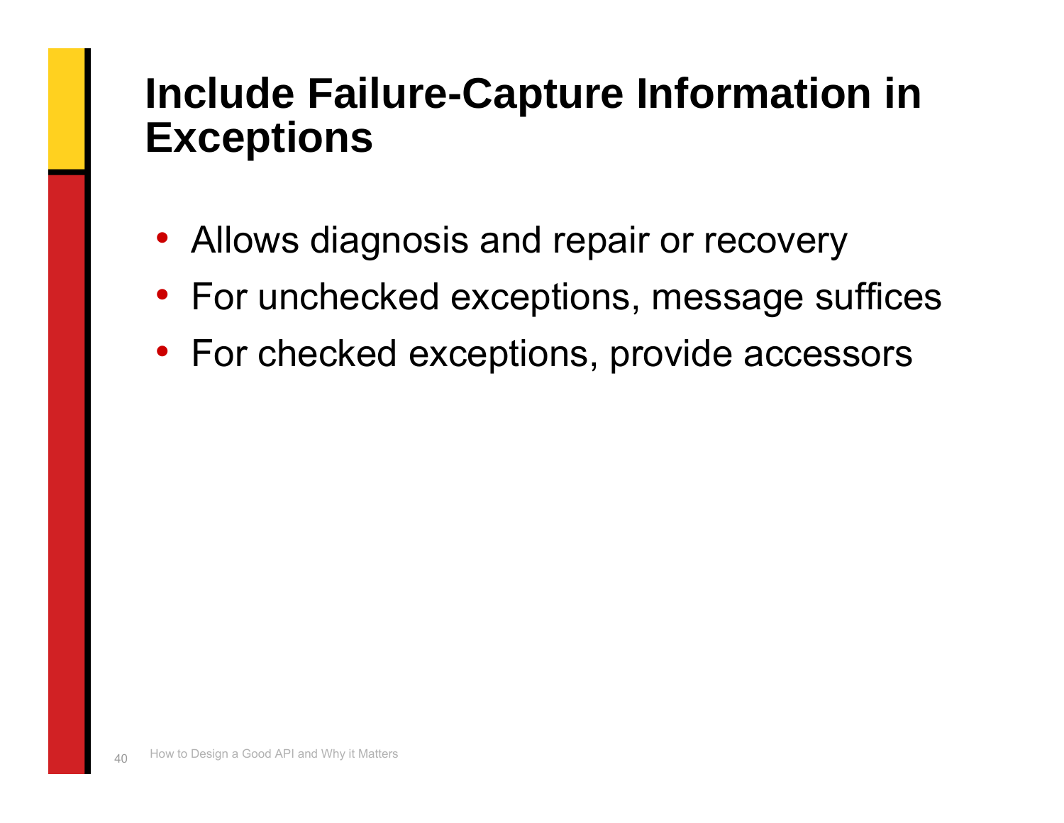# Include Failure-Capture Information in Exceptions

- Allows diagnosis and repair or recovery
- For unchecked exceptions, message suffices
- For checked exceptions, provide accessors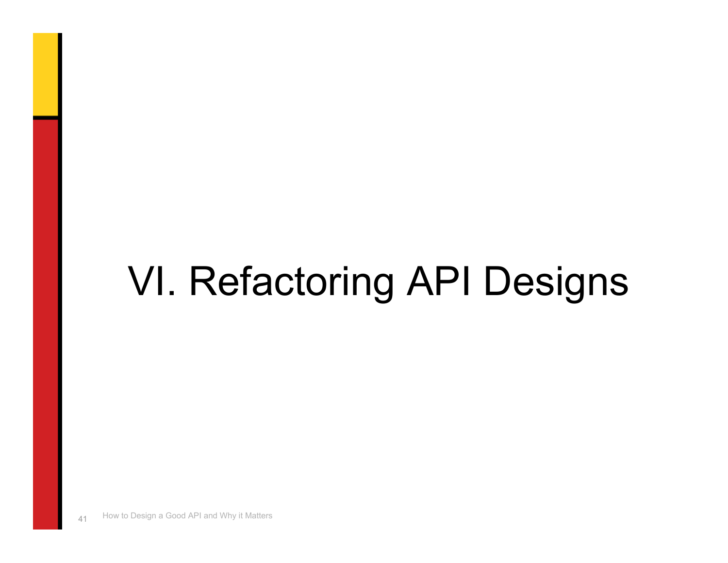# VI. Refactoring API Designs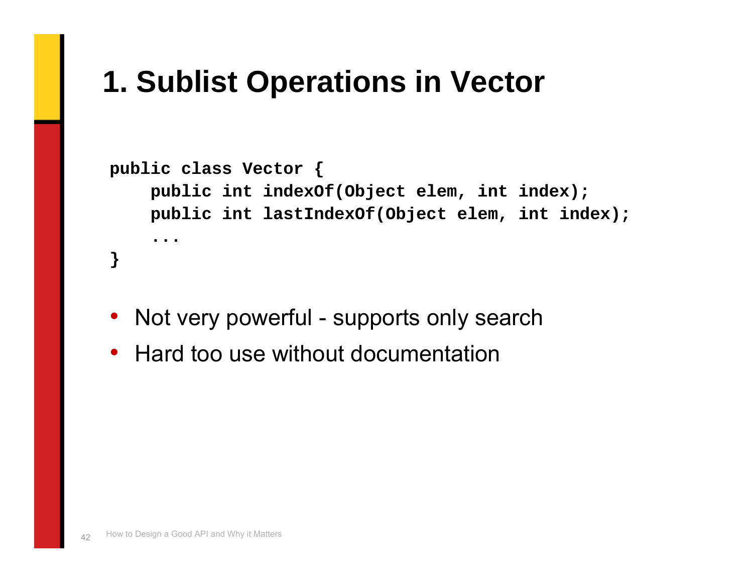# 1. Sublist Operations in Vector

```
public class Vector {
    public int indexOf(Object elem, int index);
    public int lastIndexOf(Object elem, int index);
    ...
}
```

- Not very powerful - supports only search
- Hard too use without documentation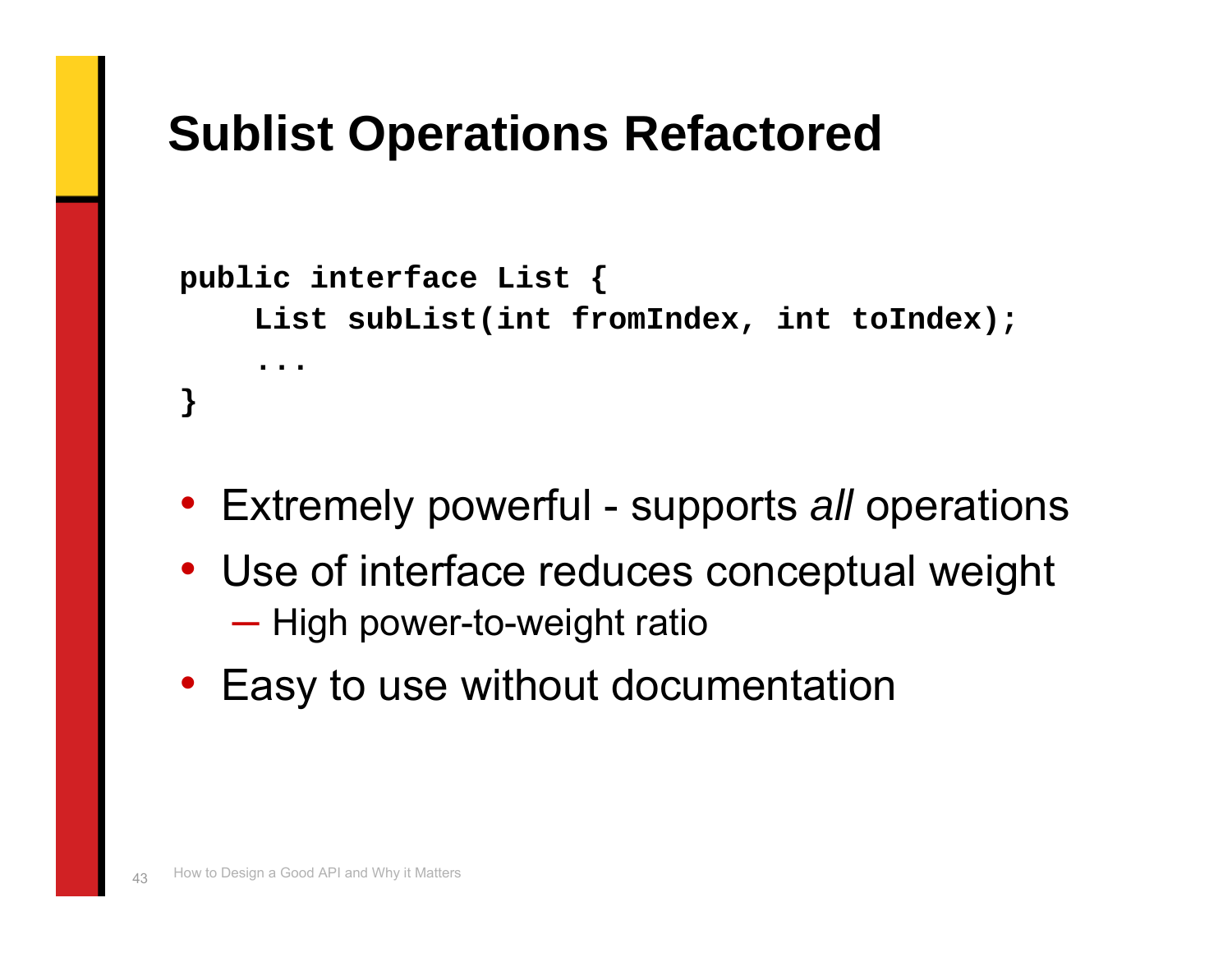# Sublist Operations Refactored

```
public interface List {
    List subList(int fromIndex, int toIndex);
    ...
}
```

- Extremely powerful - supports *all* operations
- Use of interface reduces conceptual weight
  - High power-to-weight ratio
- Easy to use without documentation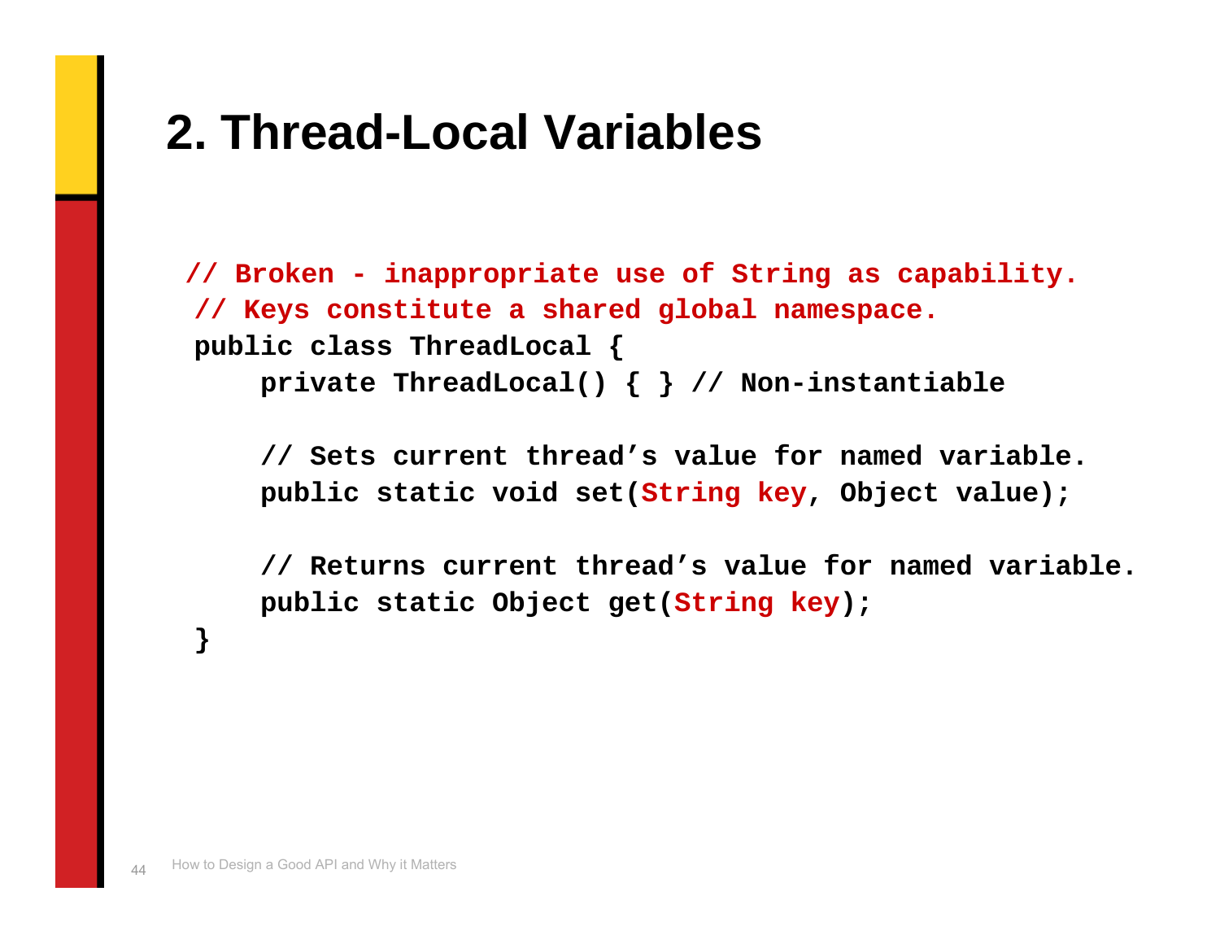## 2. Thread-Local Variables

```
// Broken - inappropriate use of String as capability.
// Keys constitute a shared global namespace.
public class ThreadLocal {
    private ThreadLocal() { } // Non-instantiable

    // Sets current thread’s value for named variable.
    public static void set(String key, Object value);

    // Returns current thread’s value for named variable.
    public static Object get(String key);
}
```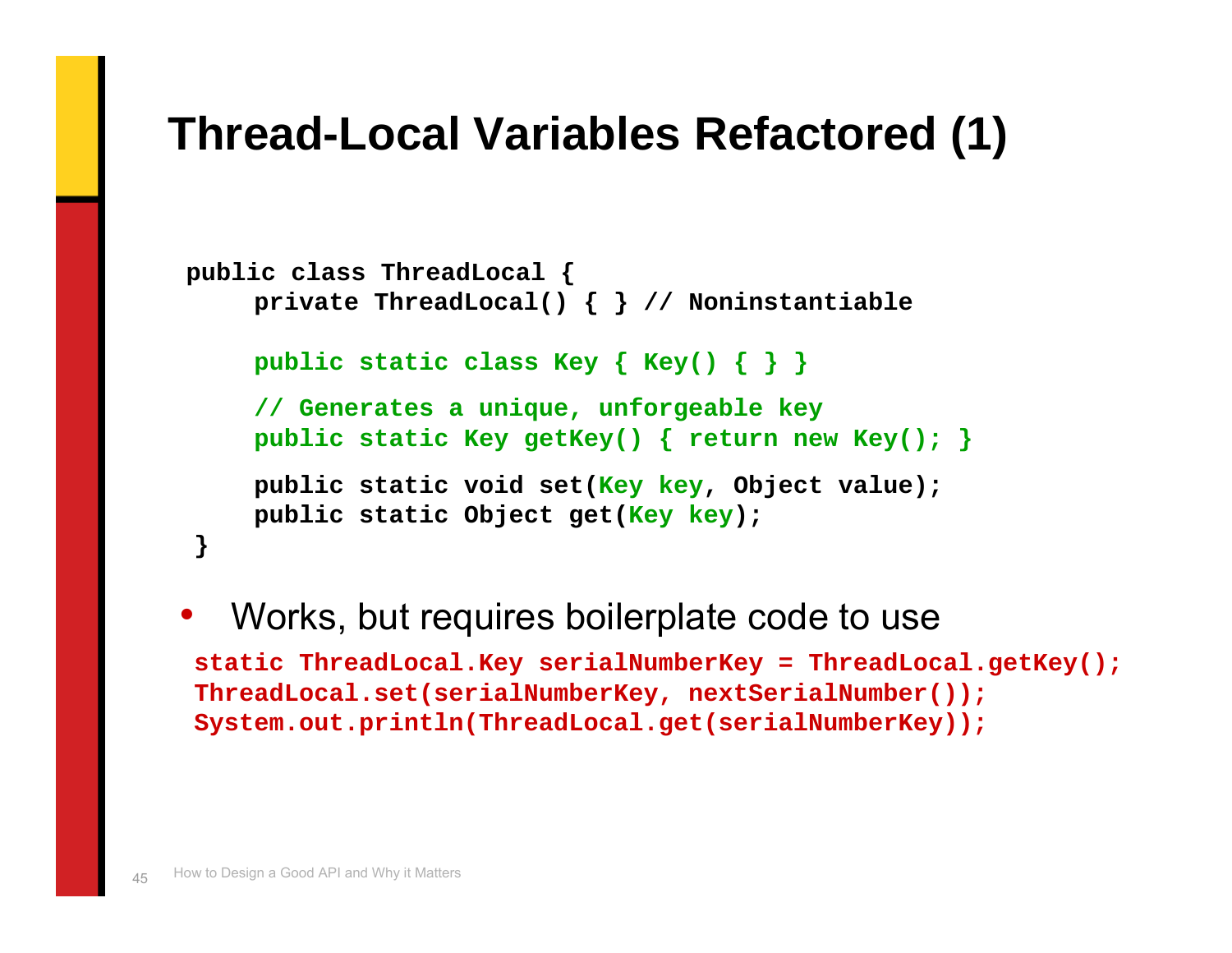# Thread-Local Variables Refactored (1)

```
public class ThreadLocal {
    private ThreadLocal() { } // Noninstantiable

    public static class Key { Key() { } }

    // Generates a unique, unforgeable key
    public static Key getKey() { return new Key(); }

    public static void set(Key key, Object value);
    public static Object get(Key key);
}
```

- Works, but requires boilerplate code to use

```
static ThreadLocal.Key serialNumberKey = ThreadLocal.getKey();
ThreadLocal.set(serialNumberKey, nextSerialNumber());
System.out.println(ThreadLocal.get(serialNumberKey));
```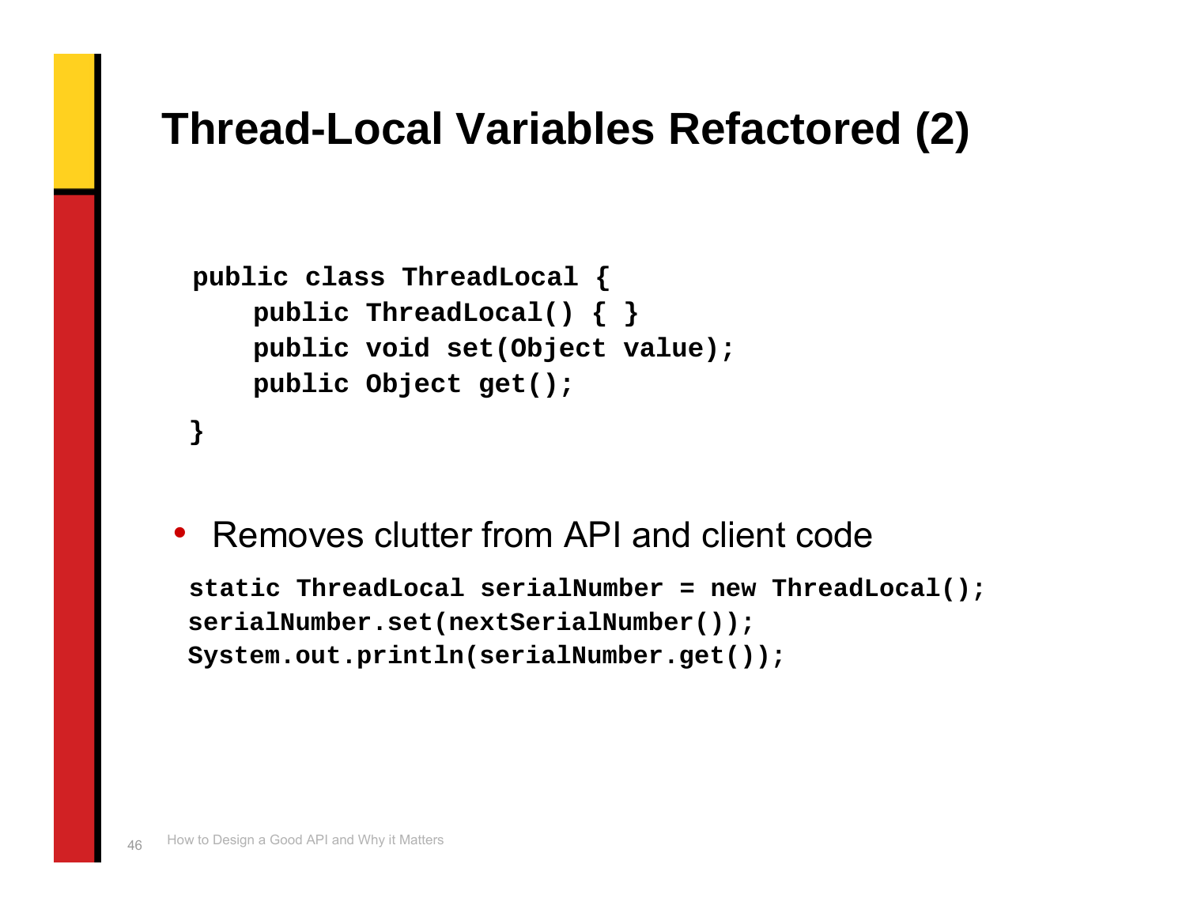# Thread-Local Variables Refactored (2)

```
public class ThreadLocal {
    public ThreadLocal() { }
    public void set(Object value);
    public Object get();
}
```

- Removes clutter from API and client code

```
static ThreadLocal serialNumber = new ThreadLocal();
serialNumber.set(nextSerialNumber());
System.out.println(serialNumber.get());
```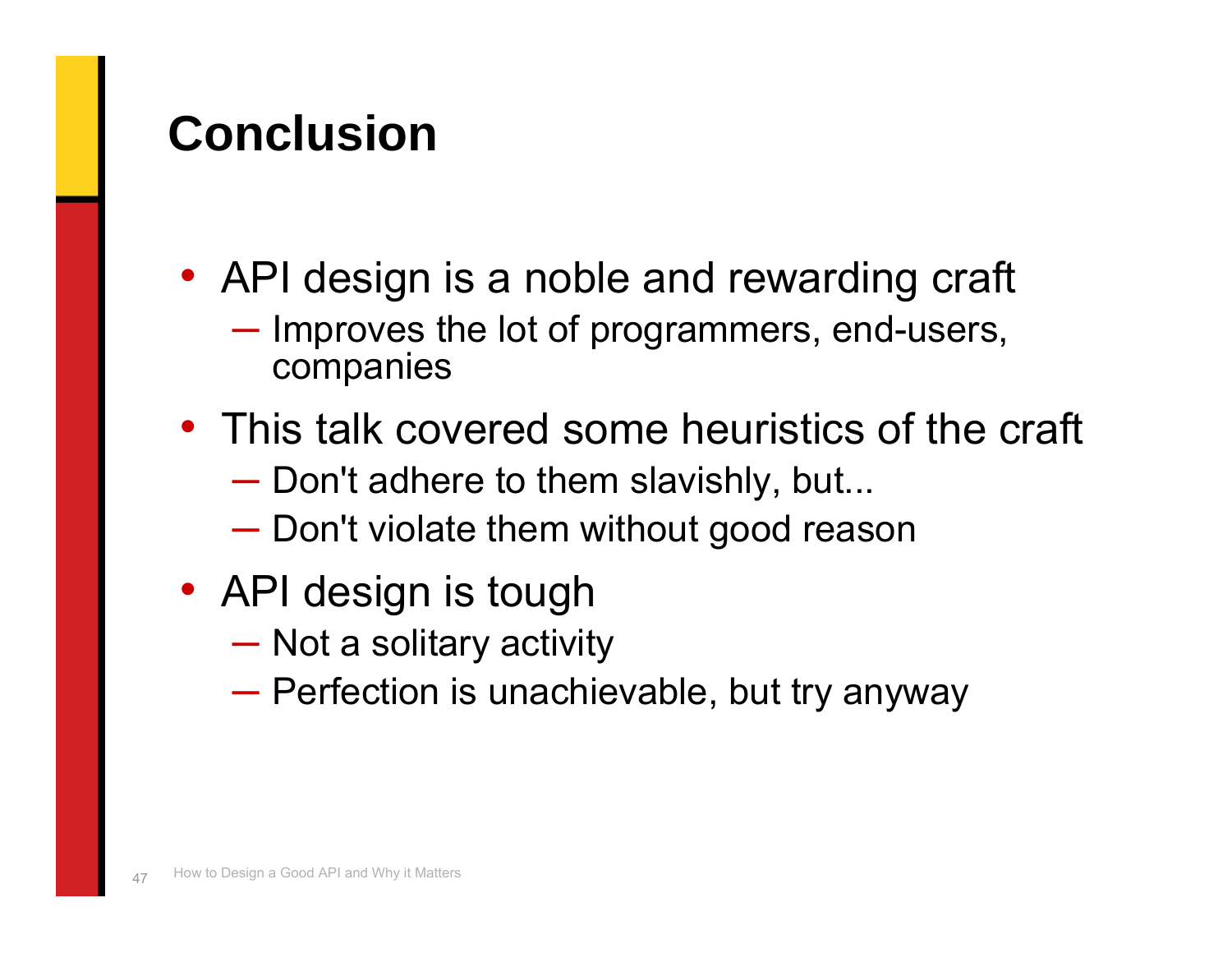# Conclusion

- API design is a noble and rewarding craft
  - Improves the lot of programmers, end-users, companies
- This talk covered some heuristics of the craft
  - Don't adhere to them slavishly, but...
  - Don't violate them without good reason
- API design is tough
  - Not a solitary activity
  - Perfection is unachievable, but try anyway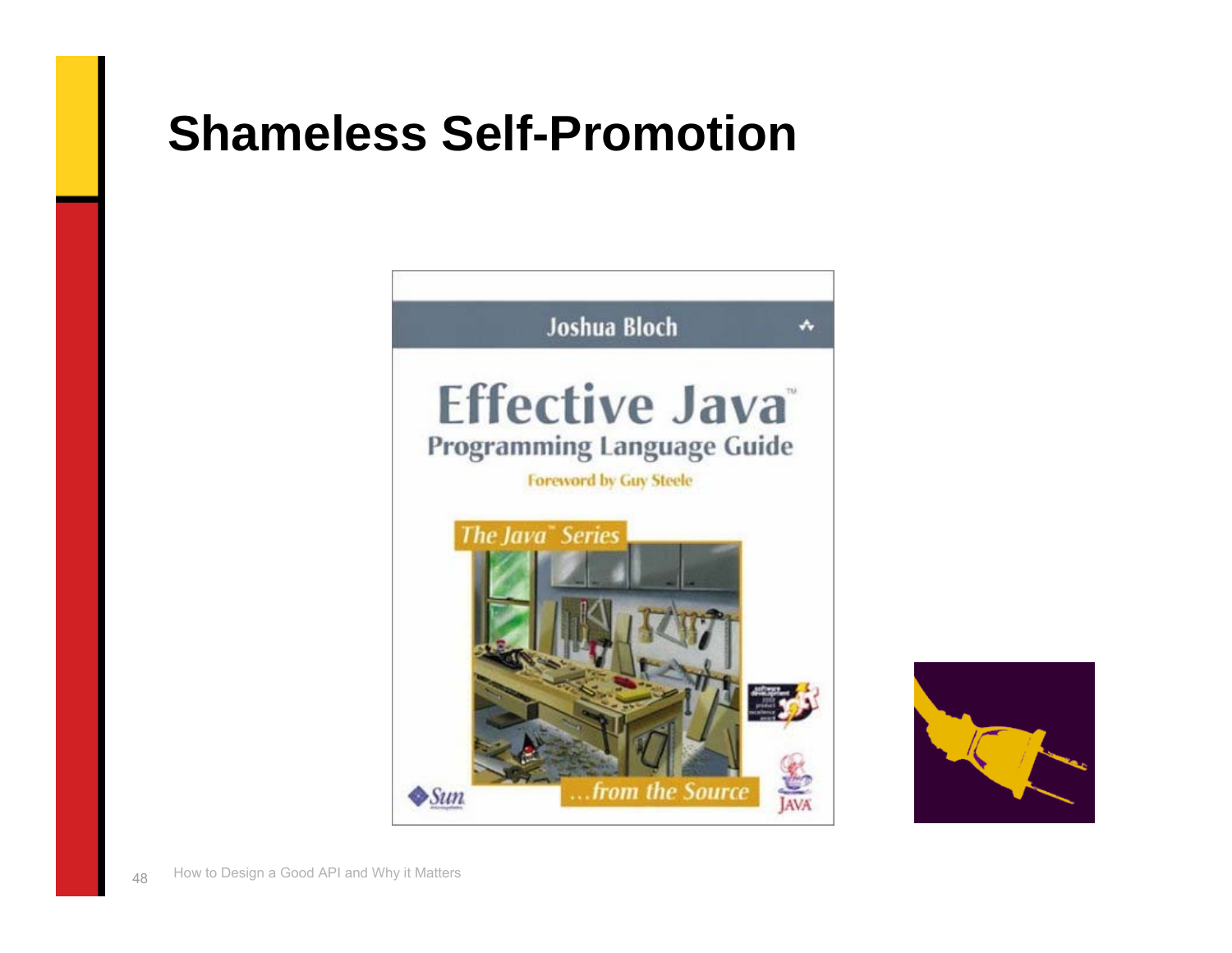# Shameless Self-Promotion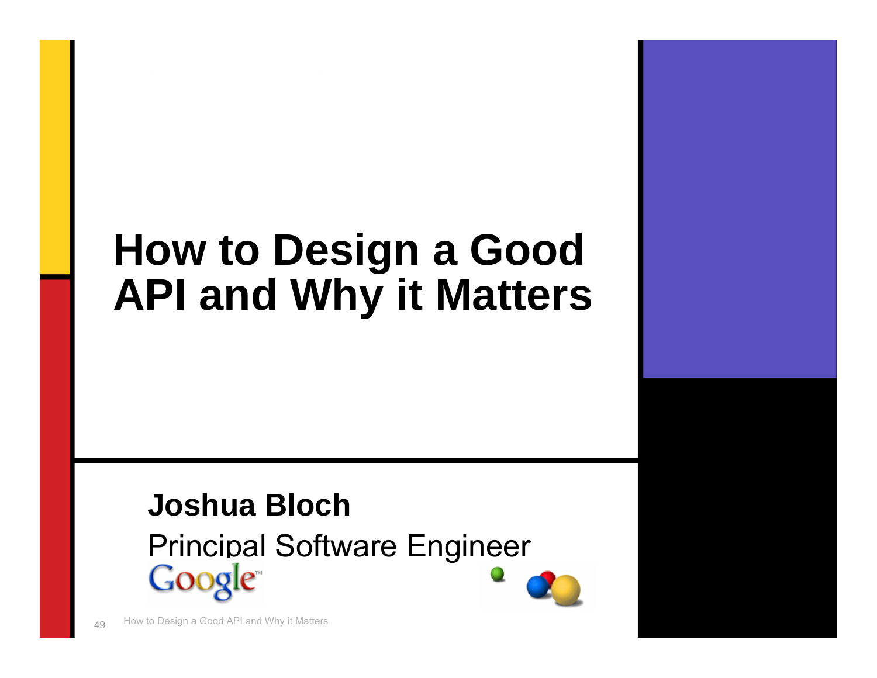# How to Design a Good API and Why it Matters

**Joshua Bloch**

Principal Software Engineer

Google